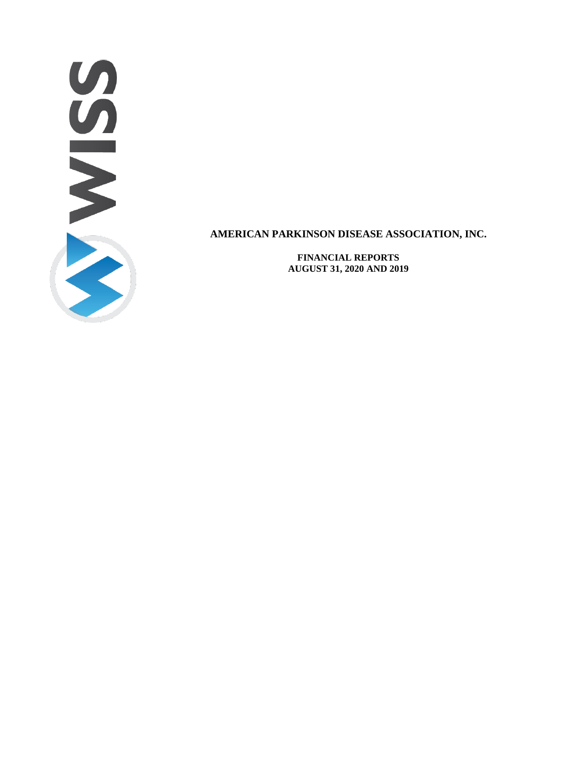**AMERICAN PARKINSON DISEASE ASSOCIATION, INC.**

**FINANCIAL REPORTS**
**AUGUST 31, 2020 AND 2019**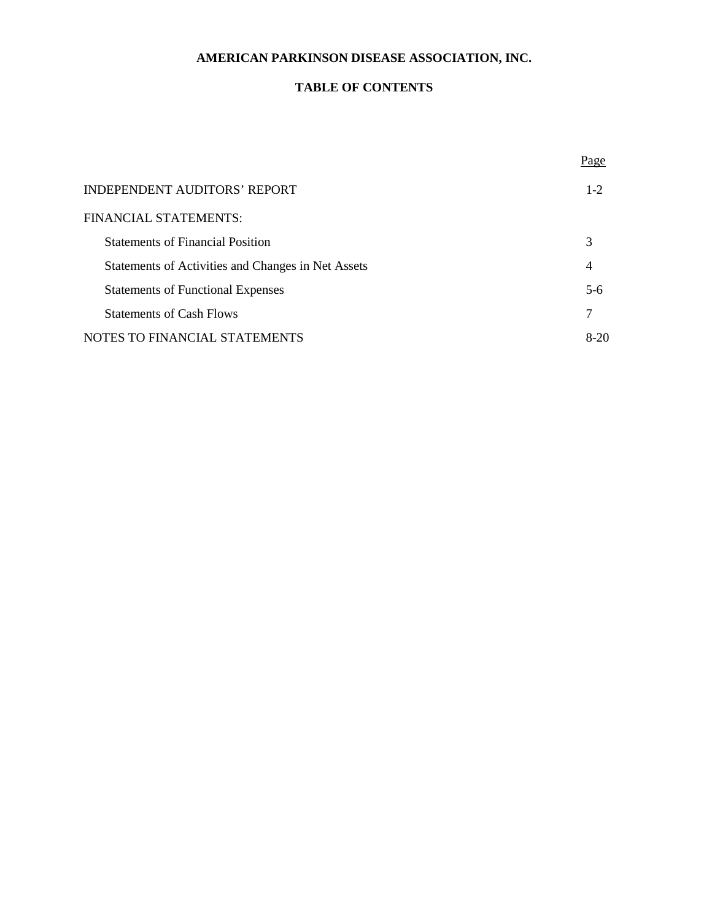# AMERICAN PARKINSON DISEASE ASSOCIATION, INC.

## TABLE OF CONTENTS

| | Page |
|---|---|
| INDEPENDENT AUDITORS' REPORT | 1-2 |
| FINANCIAL STATEMENTS: | |
| Statements of Financial Position | 3 |
| Statements of Activities and Changes in Net Assets | 4 |
| Statements of Functional Expenses | 5-6 |
| Statements of Cash Flows | 7 |
| NOTES TO FINANCIAL STATEMENTS | 8-20 |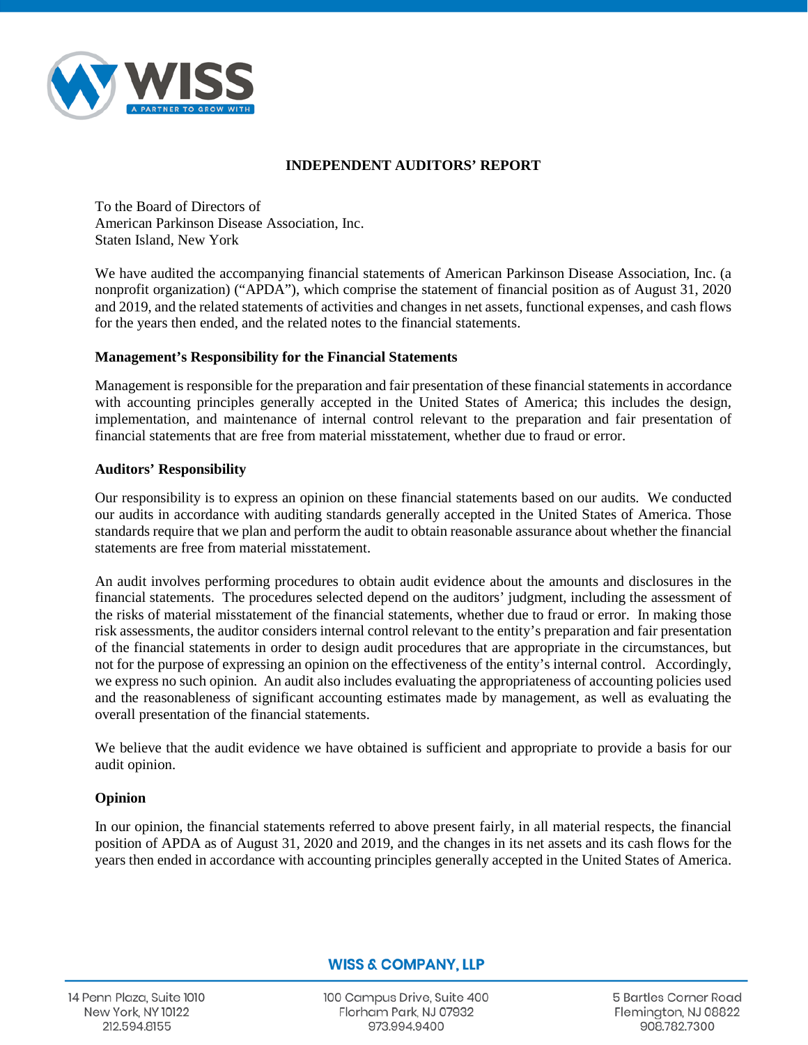# INDEPENDENT AUDITORS' REPORT

To the Board of Directors of
American Parkinson Disease Association, Inc.
Staten Island, New York

We have audited the accompanying financial statements of American Parkinson Disease Association, Inc. (a nonprofit organization) ("APDA"), which comprise the statement of financial position as of August 31, 2020 and 2019, and the related statements of activities and changes in net assets, functional expenses, and cash flows for the years then ended, and the related notes to the financial statements.

**Management's Responsibility for the Financial Statements**

Management is responsible for the preparation and fair presentation of these financial statements in accordance with accounting principles generally accepted in the United States of America; this includes the design, implementation, and maintenance of internal control relevant to the preparation and fair presentation of financial statements that are free from material misstatement, whether due to fraud or error.

**Auditors' Responsibility**

Our responsibility is to express an opinion on these financial statements based on our audits. We conducted our audits in accordance with auditing standards generally accepted in the United States of America. Those standards require that we plan and perform the audit to obtain reasonable assurance about whether the financial statements are free from material misstatement.

An audit involves performing procedures to obtain audit evidence about the amounts and disclosures in the financial statements. The procedures selected depend on the auditors' judgment, including the assessment of the risks of material misstatement of the financial statements, whether due to fraud or error. In making those risk assessments, the auditor considers internal control relevant to the entity's preparation and fair presentation of the financial statements in order to design audit procedures that are appropriate in the circumstances, but not for the purpose of expressing an opinion on the effectiveness of the entity's internal control. Accordingly, we express no such opinion. An audit also includes evaluating the appropriateness of accounting policies used and the reasonableness of significant accounting estimates made by management, as well as evaluating the overall presentation of the financial statements.

We believe that the audit evidence we have obtained is sufficient and appropriate to provide a basis for our audit opinion.

**Opinion**

In our opinion, the financial statements referred to above present fairly, in all material respects, the financial position of APDA as of August 31, 2020 and 2019, and the changes in its net assets and its cash flows for the years then ended in accordance with accounting principles generally accepted in the United States of America.

**WISS & COMPANY, LLP**

14 Penn Plaza, Suite 1010
New York, NY 10122
212.594.8155

100 Campus Drive, Suite 400
Florham Park, NJ 07932
973.994.9400

5 Bartles Corner Road
Flemington, NJ 08822
908.782.7300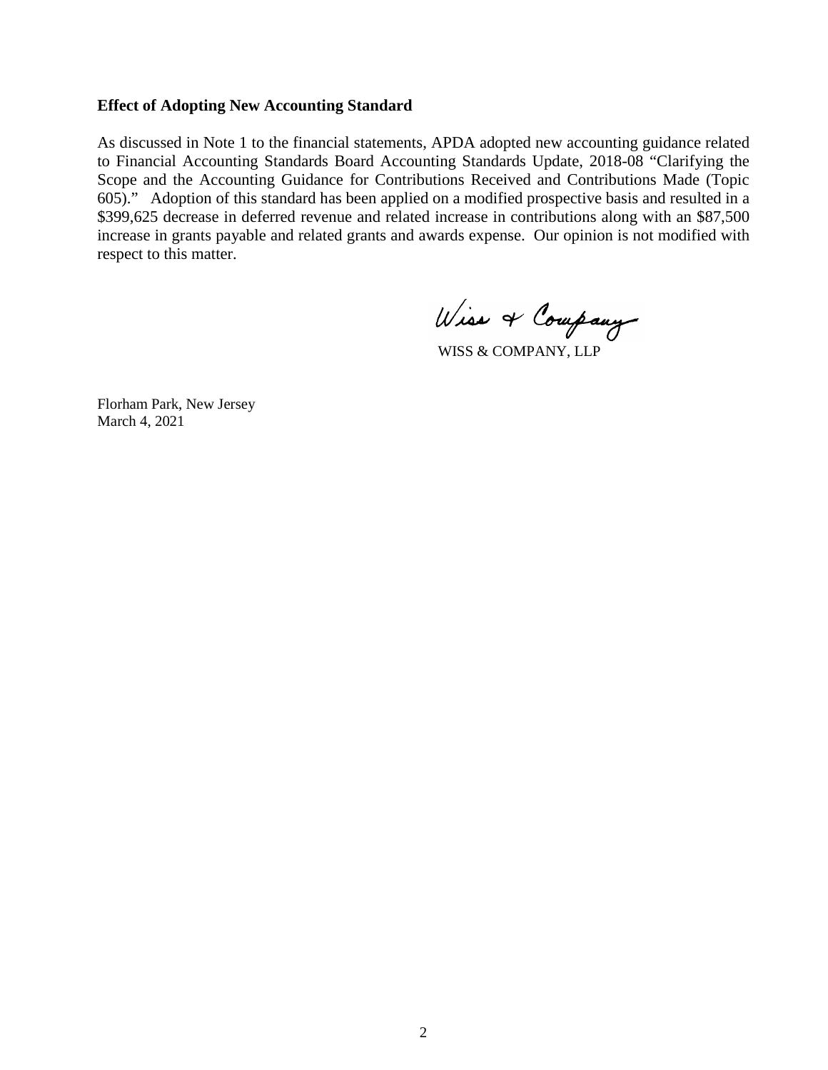**Effect of Adopting New Accounting Standard**

As discussed in Note 1 to the financial statements, APDA adopted new accounting guidance related to Financial Accounting Standards Board Accounting Standards Update, 2018-08 "Clarifying the Scope and the Accounting Guidance for Contributions Received and Contributions Made (Topic 605)." Adoption of this standard has been applied on a modified prospective basis and resulted in a $399,625 decrease in deferred revenue and related increase in contributions along with an $87,500 increase in grants payable and related grants and awards expense. Our opinion is not modified with respect to this matter.

Wiss & Company

WISS & COMPANY, LLP

Florham Park, New Jersey
March 4, 2021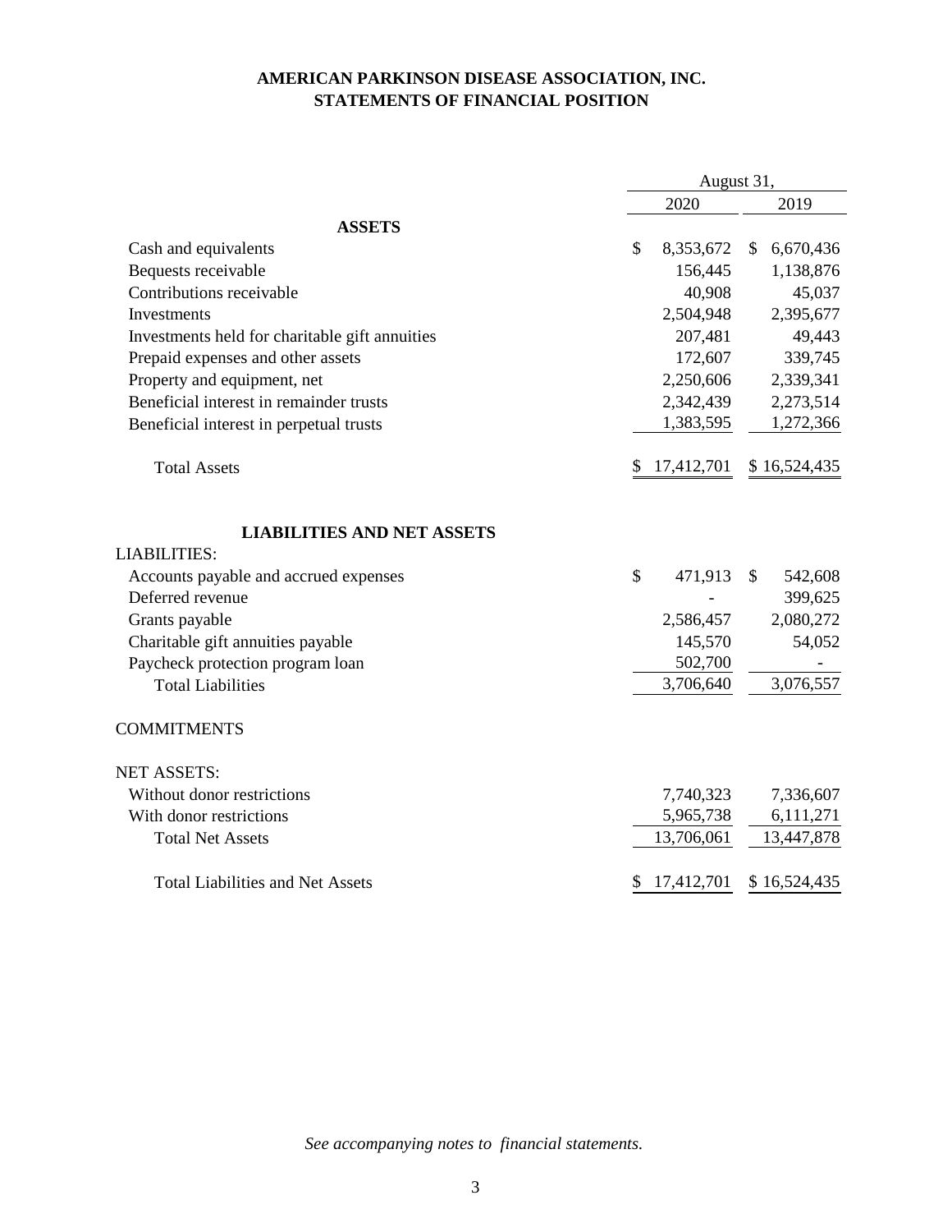# AMERICAN PARKINSON DISEASE ASSOCIATION, INC.
## STATEMENTS OF FINANCIAL POSITION

| | August 31, | |
|---|---|---|
| | 2020 | 2019 |
| **ASSETS** | | |
| Cash and equivalents | $ 8,353,672 | $ 6,670,436 |
| Bequests receivable | 156,445 | 1,138,876 |
| Contributions receivable | 40,908 | 45,037 |
| Investments | 2,504,948 | 2,395,677 |
| Investments held for charitable gift annuities | 207,481 | 49,443 |
| Prepaid expenses and other assets | 172,607 | 339,745 |
| Property and equipment, net | 2,250,606 | 2,339,341 |
| Beneficial interest in remainder trusts | 2,342,439 | 2,273,514 |
| Beneficial interest in perpetual trusts | 1,383,595 | 1,272,366 |
| Total Assets | $ 17,412,701 | $ 16,524,435 |
| **LIABILITIES AND NET ASSETS** | | |
| LIABILITIES: | | |
| Accounts payable and accrued expenses | $ 471,913 | $ 542,608 |
| Deferred revenue | - | 399,625 |
| Grants payable | 2,586,457 | 2,080,272 |
| Charitable gift annuities payable | 145,570 | 54,052 |
| Paycheck protection program loan | 502,700 | - |
| Total Liabilities | 3,706,640 | 3,076,557 |
| COMMITMENTS | | |
| NET ASSETS: | | |
| Without donor restrictions | 7,740,323 | 7,336,607 |
| With donor restrictions | 5,965,738 | 6,111,271 |
| Total Net Assets | 13,706,061 | 13,447,878 |
| Total Liabilities and Net Assets | $ 17,412,701 | $ 16,524,435 |

*See accompanying notes to financial statements.*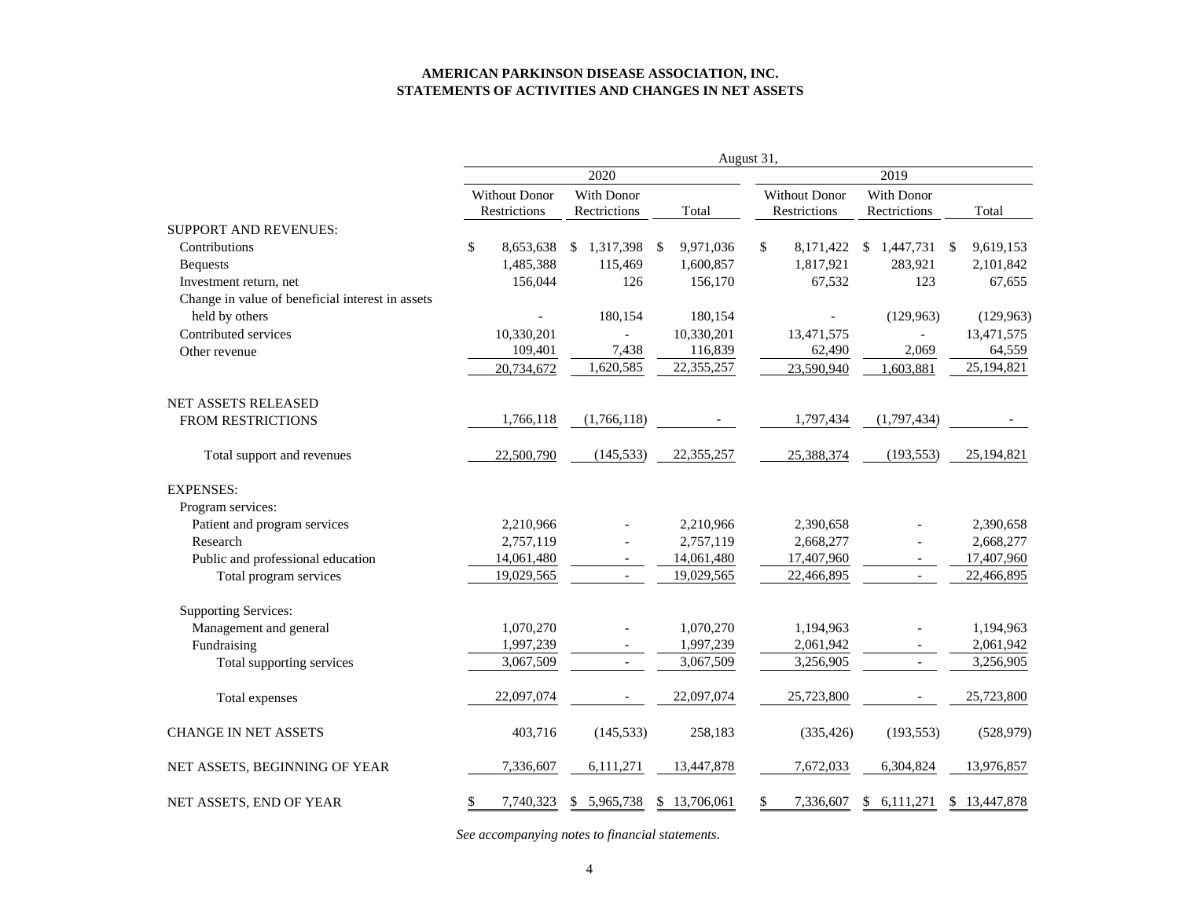**AMERICAN PARKINSON DISEASE ASSOCIATION, INC.**
**STATEMENTS OF ACTIVITIES AND CHANGES IN NET ASSETS**

| | August 31, | | | | | |
|---|---|---|---|---|---|---|
| | 2020 | | | 2019 | | |
| | Without Donor Restrictions | With Donor Rectrictions | Total | Without Donor Restrictions | With Donor Rectrictions | Total |
| SUPPORT AND REVENUES: | | | | | | |
| Contributions | $ 8,653,638 | $ 1,317,398 | $ 9,971,036 | $ 8,171,422 | $ 1,447,731 | $ 9,619,153 |
| Bequests | 1,485,388 | 115,469 | 1,600,857 | 1,817,921 | 283,921 | 2,101,842 |
| Investment return, net | 156,044 | 126 | 156,170 | 67,532 | 123 | 67,655 |
| Change in value of beneficial interest in assets held by others | - | 180,154 | 180,154 | - | (129,963) | (129,963) |
| Contributed services | 10,330,201 | - | 10,330,201 | 13,471,575 | - | 13,471,575 |
| Other revenue | 109,401 | 7,438 | 116,839 | 62,490 | 2,069 | 64,559 |
| | 20,734,672 | 1,620,585 | 22,355,257 | 23,590,940 | 1,603,881 | 25,194,821 |
| NET ASSETS RELEASED FROM RESTRICTIONS | 1,766,118 | (1,766,118) | - | 1,797,434 | (1,797,434) | - |
| Total support and revenues | 22,500,790 | (145,533) | 22,355,257 | 25,388,374 | (193,553) | 25,194,821 |
| EXPENSES: | | | | | | |
| Program services: | | | | | | |
| Patient and program services | 2,210,966 | - | 2,210,966 | 2,390,658 | - | 2,390,658 |
| Research | 2,757,119 | - | 2,757,119 | 2,668,277 | - | 2,668,277 |
| Public and professional education | 14,061,480 | - | 14,061,480 | 17,407,960 | - | 17,407,960 |
| Total program services | 19,029,565 | - | 19,029,565 | 22,466,895 | - | 22,466,895 |
| Supporting Services: | | | | | | |
| Management and general | 1,070,270 | - | 1,070,270 | 1,194,963 | - | 1,194,963 |
| Fundraising | 1,997,239 | - | 1,997,239 | 2,061,942 | - | 2,061,942 |
| Total supporting services | 3,067,509 | - | 3,067,509 | 3,256,905 | - | 3,256,905 |
| Total expenses | 22,097,074 | - | 22,097,074 | 25,723,800 | - | 25,723,800 |
| CHANGE IN NET ASSETS | 403,716 | (145,533) | 258,183 | (335,426) | (193,553) | (528,979) |
| NET ASSETS, BEGINNING OF YEAR | 7,336,607 | 6,111,271 | 13,447,878 | 7,672,033 | 6,304,824 | 13,976,857 |
| NET ASSETS, END OF YEAR | $ 7,740,323 | $ 5,965,738 | $ 13,706,061 | $ 7,336,607 | $ 6,111,271 | $ 13,447,878 |

*See accompanying notes to financial statements.*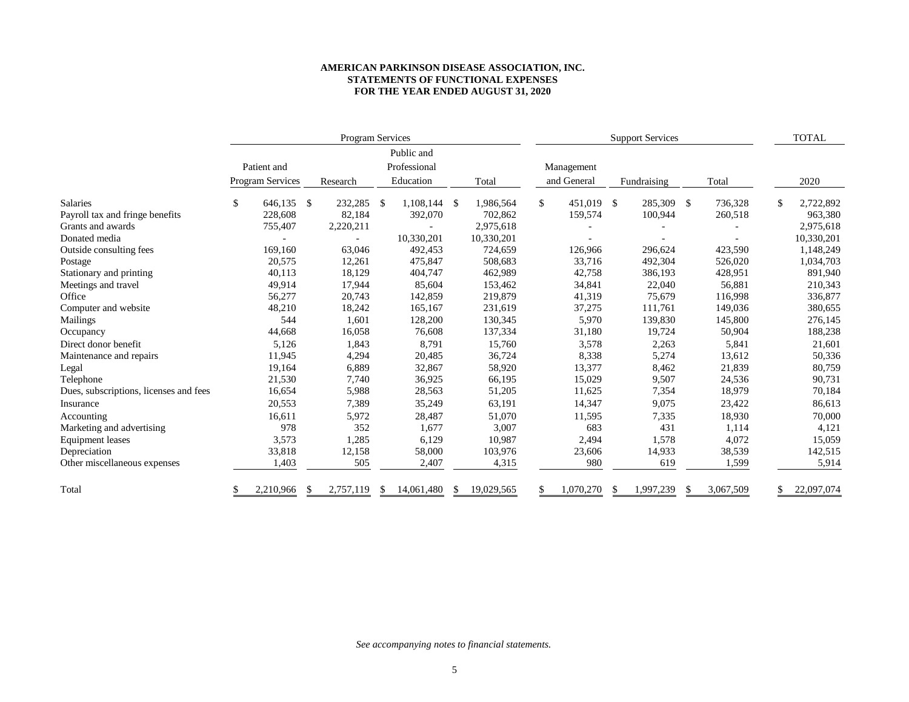**AMERICAN PARKINSON DISEASE ASSOCIATION, INC.**
**STATEMENTS OF FUNCTIONAL EXPENSES**
**FOR THE YEAR ENDED AUGUST 31, 2020**

| | Program Services | | | | Support Services | | | TOTAL |
|---|---|---|---|---|---|---|---|---|
| | Patient and Program Services | Research | Public and Professional Education | Total | Management and General | Fundraising | Total | 2020 |
| Salaries | $ 646,135 | $ 232,285 | $ 1,108,144 | $ 1,986,564 | $ 451,019 | $ 285,309 | $ 736,328 | $ 2,722,892 |
| Payroll tax and fringe benefits | 228,608 | 82,184 | 392,070 | 702,862 | 159,574 | 100,944 | 260,518 | 963,380 |
| Grants and awards | 755,407 | 2,220,211 | - | 2,975,618 | - | - | - | 2,975,618 |
| Donated media | - | - | 10,330,201 | 10,330,201 | - | - | - | 10,330,201 |
| Outside consulting fees | 169,160 | 63,046 | 492,453 | 724,659 | 126,966 | 296,624 | 423,590 | 1,148,249 |
| Postage | 20,575 | 12,261 | 475,847 | 508,683 | 33,716 | 492,304 | 526,020 | 1,034,703 |
| Stationary and printing | 40,113 | 18,129 | 404,747 | 462,989 | 42,758 | 386,193 | 428,951 | 891,940 |
| Meetings and travel | 49,914 | 17,944 | 85,604 | 153,462 | 34,841 | 22,040 | 56,881 | 210,343 |
| Office | 56,277 | 20,743 | 142,859 | 219,879 | 41,319 | 75,679 | 116,998 | 336,877 |
| Computer and website | 48,210 | 18,242 | 165,167 | 231,619 | 37,275 | 111,761 | 149,036 | 380,655 |
| Mailings | 544 | 1,601 | 128,200 | 130,345 | 5,970 | 139,830 | 145,800 | 276,145 |
| Occupancy | 44,668 | 16,058 | 76,608 | 137,334 | 31,180 | 19,724 | 50,904 | 188,238 |
| Direct donor benefit | 5,126 | 1,843 | 8,791 | 15,760 | 3,578 | 2,263 | 5,841 | 21,601 |
| Maintenance and repairs | 11,945 | 4,294 | 20,485 | 36,724 | 8,338 | 5,274 | 13,612 | 50,336 |
| Legal | 19,164 | 6,889 | 32,867 | 58,920 | 13,377 | 8,462 | 21,839 | 80,759 |
| Telephone | 21,530 | 7,740 | 36,925 | 66,195 | 15,029 | 9,507 | 24,536 | 90,731 |
| Dues, subscriptions, licenses and fees | 16,654 | 5,988 | 28,563 | 51,205 | 11,625 | 7,354 | 18,979 | 70,184 |
| Insurance | 20,553 | 7,389 | 35,249 | 63,191 | 14,347 | 9,075 | 23,422 | 86,613 |
| Accounting | 16,611 | 5,972 | 28,487 | 51,070 | 11,595 | 7,335 | 18,930 | 70,000 |
| Marketing and advertising | 978 | 352 | 1,677 | 3,007 | 683 | 431 | 1,114 | 4,121 |
| Equipment leases | 3,573 | 1,285 | 6,129 | 10,987 | 2,494 | 1,578 | 4,072 | 15,059 |
| Depreciation | 33,818 | 12,158 | 58,000 | 103,976 | 23,606 | 14,933 | 38,539 | 142,515 |
| Other miscellaneous expenses | 1,403 | 505 | 2,407 | 4,315 | 980 | 619 | 1,599 | 5,914 |
| Total | $ 2,210,966 | $ 2,757,119 | $ 14,061,480 | $ 19,029,565 | $ 1,070,270 | $ 1,997,239 | $ 3,067,509 | $ 22,097,074 |

*See accompanying notes to financial statements.*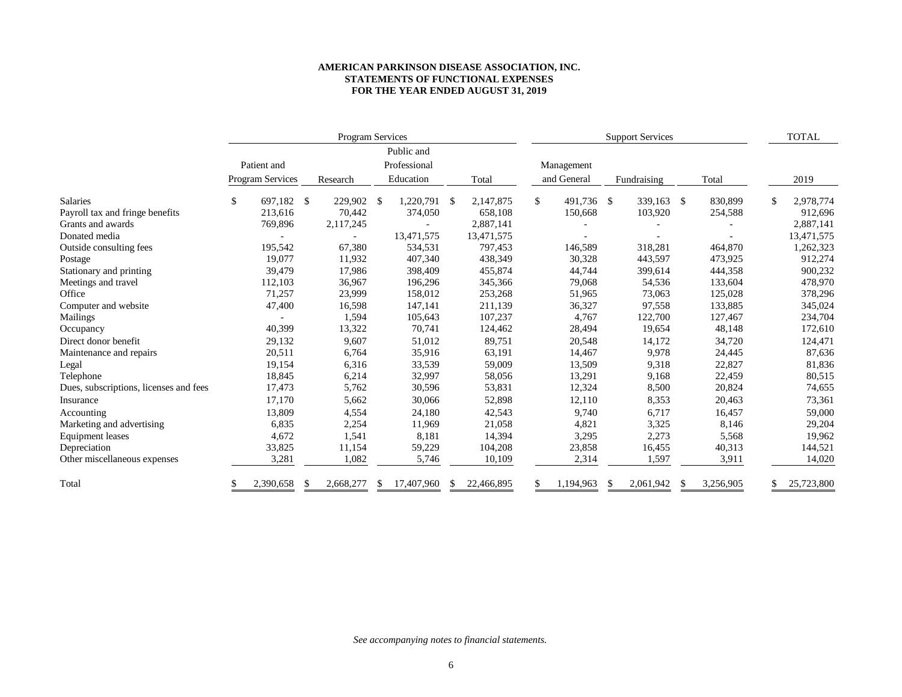**AMERICAN PARKINSON DISEASE ASSOCIATION, INC.**
**STATEMENTS OF FUNCTIONAL EXPENSES**
**FOR THE YEAR ENDED AUGUST 31, 2019**

| | Program Services | | | | Support Services | | | TOTAL |
|---|---|---|---|---|---|---|---|---|
| | Patient and Program Services | Research | Public and Professional Education | Total | Management and General | Fundraising | Total | 2019 |
| Salaries | $ 697,182 | $ 229,902 | $ 1,220,791 | $ 2,147,875 | $ 491,736 | $ 339,163 | $ 830,899 | $ 2,978,774 |
| Payroll tax and fringe benefits | 213,616 | 70,442 | 374,050 | 658,108 | 150,668 | 103,920 | 254,588 | 912,696 |
| Grants and awards | 769,896 | 2,117,245 | - | 2,887,141 | - | - | - | 2,887,141 |
| Donated media | - | - | 13,471,575 | 13,471,575 | - | - | - | 13,471,575 |
| Outside consulting fees | 195,542 | 67,380 | 534,531 | 797,453 | 146,589 | 318,281 | 464,870 | 1,262,323 |
| Postage | 19,077 | 11,932 | 407,340 | 438,349 | 30,328 | 443,597 | 473,925 | 912,274 |
| Stationary and printing | 39,479 | 17,986 | 398,409 | 455,874 | 44,744 | 399,614 | 444,358 | 900,232 |
| Meetings and travel | 112,103 | 36,967 | 196,296 | 345,366 | 79,068 | 54,536 | 133,604 | 478,970 |
| Office | 71,257 | 23,999 | 158,012 | 253,268 | 51,965 | 73,063 | 125,028 | 378,296 |
| Computer and website | 47,400 | 16,598 | 147,141 | 211,139 | 36,327 | 97,558 | 133,885 | 345,024 |
| Mailings | - | 1,594 | 105,643 | 107,237 | 4,767 | 122,700 | 127,467 | 234,704 |
| Occupancy | 40,399 | 13,322 | 70,741 | 124,462 | 28,494 | 19,654 | 48,148 | 172,610 |
| Direct donor benefit | 29,132 | 9,607 | 51,012 | 89,751 | 20,548 | 14,172 | 34,720 | 124,471 |
| Maintenance and repairs | 20,511 | 6,764 | 35,916 | 63,191 | 14,467 | 9,978 | 24,445 | 87,636 |
| Legal | 19,154 | 6,316 | 33,539 | 59,009 | 13,509 | 9,318 | 22,827 | 81,836 |
| Telephone | 18,845 | 6,214 | 32,997 | 58,056 | 13,291 | 9,168 | 22,459 | 80,515 |
| Dues, subscriptions, licenses and fees | 17,473 | 5,762 | 30,596 | 53,831 | 12,324 | 8,500 | 20,824 | 74,655 |
| Insurance | 17,170 | 5,662 | 30,066 | 52,898 | 12,110 | 8,353 | 20,463 | 73,361 |
| Accounting | 13,809 | 4,554 | 24,180 | 42,543 | 9,740 | 6,717 | 16,457 | 59,000 |
| Marketing and advertising | 6,835 | 2,254 | 11,969 | 21,058 | 4,821 | 3,325 | 8,146 | 29,204 |
| Equipment leases | 4,672 | 1,541 | 8,181 | 14,394 | 3,295 | 2,273 | 5,568 | 19,962 |
| Depreciation | 33,825 | 11,154 | 59,229 | 104,208 | 23,858 | 16,455 | 40,313 | 144,521 |
| Other miscellaneous expenses | 3,281 | 1,082 | 5,746 | 10,109 | 2,314 | 1,597 | 3,911 | 14,020 |
| Total | $ 2,390,658 | $ 2,668,277 | $ 17,407,960 | $ 22,466,895 | $ 1,194,963 | $ 2,061,942 | $ 3,256,905 | $ 25,723,800 |

*See accompanying notes to financial statements.*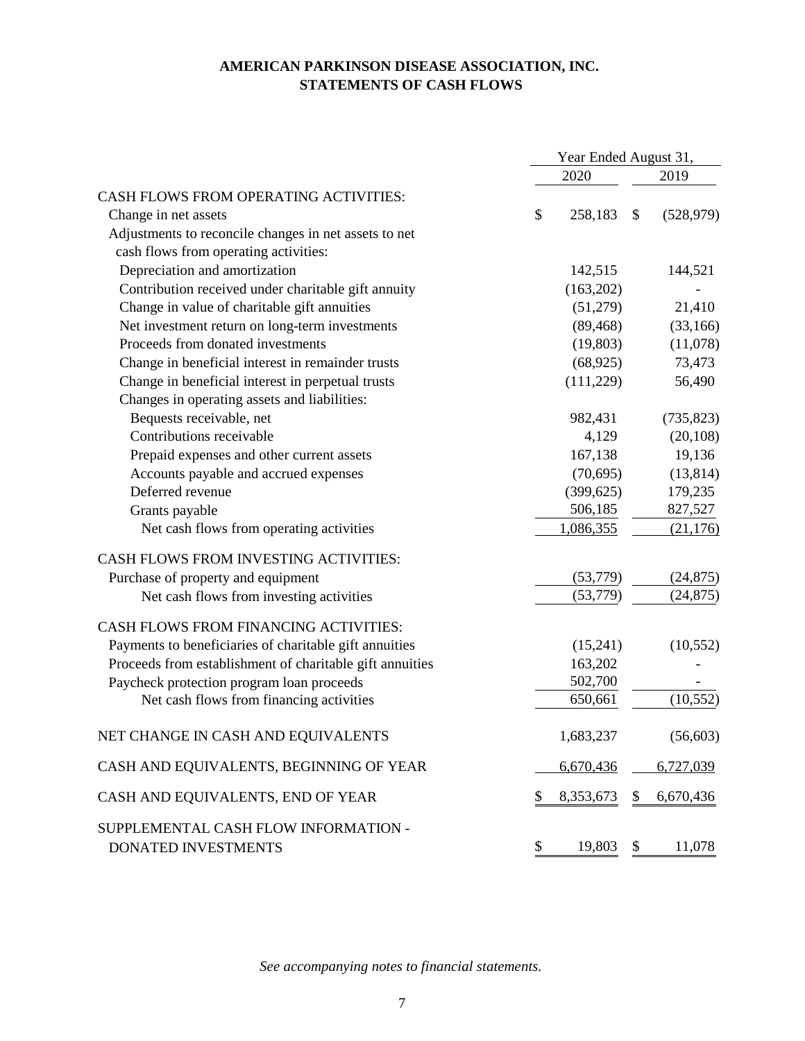# AMERICAN PARKINSON DISEASE ASSOCIATION, INC.
## STATEMENTS OF CASH FLOWS

| | Year Ended August 31, | |
|---|---|---|
| | 2020 | 2019 |
| CASH FLOWS FROM OPERATING ACTIVITIES: | | |
| Change in net assets | $ 258,183 | $ (528,979) |
| Adjustments to reconcile changes in net assets to net cash flows from operating activities: | | |
| Depreciation and amortization | 142,515 | 144,521 |
| Contribution received under charitable gift annuity | (163,202) | - |
| Change in value of charitable gift annuities | (51,279) | 21,410 |
| Net investment return on long-term investments | (89,468) | (33,166) |
| Proceeds from donated investments | (19,803) | (11,078) |
| Change in beneficial interest in remainder trusts | (68,925) | 73,473 |
| Change in beneficial interest in perpetual trusts | (111,229) | 56,490 |
| Changes in operating assets and liabilities: | | |
| Bequests receivable, net | 982,431 | (735,823) |
| Contributions receivable | 4,129 | (20,108) |
| Prepaid expenses and other current assets | 167,138 | 19,136 |
| Accounts payable and accrued expenses | (70,695) | (13,814) |
| Deferred revenue | (399,625) | 179,235 |
| Grants payable | 506,185 | 827,527 |
| Net cash flows from operating activities | 1,086,355 | (21,176) |
| CASH FLOWS FROM INVESTING ACTIVITIES: | | |
| Purchase of property and equipment | (53,779) | (24,875) |
| Net cash flows from investing activities | (53,779) | (24,875) |
| CASH FLOWS FROM FINANCING ACTIVITIES: | | |
| Payments to beneficiaries of charitable gift annuities | (15,241) | (10,552) |
| Proceeds from establishment of charitable gift annuities | 163,202 | - |
| Paycheck protection program loan proceeds | 502,700 | - |
| Net cash flows from financing activities | 650,661 | (10,552) |
| NET CHANGE IN CASH AND EQUIVALENTS | 1,683,237 | (56,603) |
| CASH AND EQUIVALENTS, BEGINNING OF YEAR | 6,670,436 | 6,727,039 |
| CASH AND EQUIVALENTS, END OF YEAR | $ 8,353,673 | $ 6,670,436 |
| SUPPLEMENTAL CASH FLOW INFORMATION - DONATED INVESTMENTS | $ 19,803 | $ 11,078 |

*See accompanying notes to financial statements.*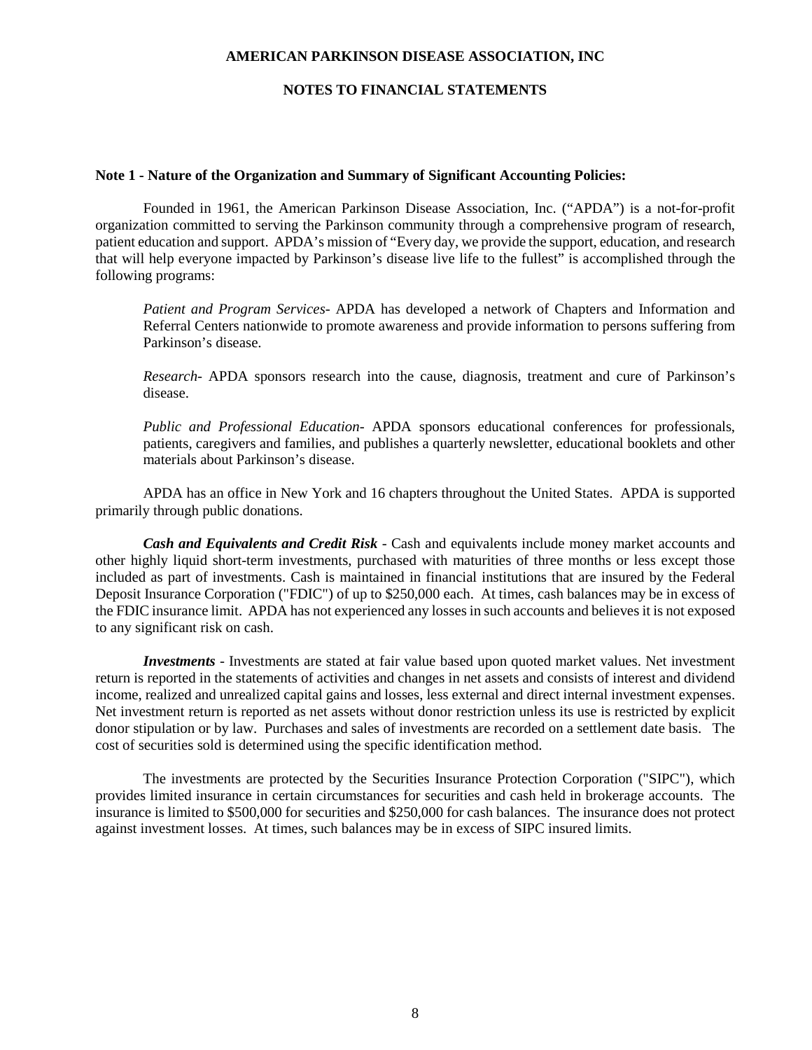# AMERICAN PARKINSON DISEASE ASSOCIATION, INC

## NOTES TO FINANCIAL STATEMENTS

### Note 1 - Nature of the Organization and Summary of Significant Accounting Policies:

Founded in 1961, the American Parkinson Disease Association, Inc. ("APDA") is a not-for-profit organization committed to serving the Parkinson community through a comprehensive program of research, patient education and support. APDA's mission of "Every day, we provide the support, education, and research that will help everyone impacted by Parkinson's disease live life to the fullest" is accomplished through the following programs:

*Patient and Program Services*- APDA has developed a network of Chapters and Information and Referral Centers nationwide to promote awareness and provide information to persons suffering from Parkinson's disease.

*Research*- APDA sponsors research into the cause, diagnosis, treatment and cure of Parkinson's disease.

*Public and Professional Education*- APDA sponsors educational conferences for professionals, patients, caregivers and families, and publishes a quarterly newsletter, educational booklets and other materials about Parkinson's disease.

APDA has an office in New York and 16 chapters throughout the United States. APDA is supported primarily through public donations.

***Cash and Equivalents and Credit Risk*** - Cash and equivalents include money market accounts and other highly liquid short-term investments, purchased with maturities of three months or less except those included as part of investments. Cash is maintained in financial institutions that are insured by the Federal Deposit Insurance Corporation ("FDIC") of up to $250,000 each. At times, cash balances may be in excess of the FDIC insurance limit. APDA has not experienced any losses in such accounts and believes it is not exposed to any significant risk on cash.

***Investments*** - Investments are stated at fair value based upon quoted market values. Net investment return is reported in the statements of activities and changes in net assets and consists of interest and dividend income, realized and unrealized capital gains and losses, less external and direct internal investment expenses. Net investment return is reported as net assets without donor restriction unless its use is restricted by explicit donor stipulation or by law. Purchases and sales of investments are recorded on a settlement date basis. The cost of securities sold is determined using the specific identification method.

The investments are protected by the Securities Insurance Protection Corporation ("SIPC"), which provides limited insurance in certain circumstances for securities and cash held in brokerage accounts. The insurance is limited to $500,000 for securities and $250,000 for cash balances. The insurance does not protect against investment losses. At times, such balances may be in excess of SIPC insured limits.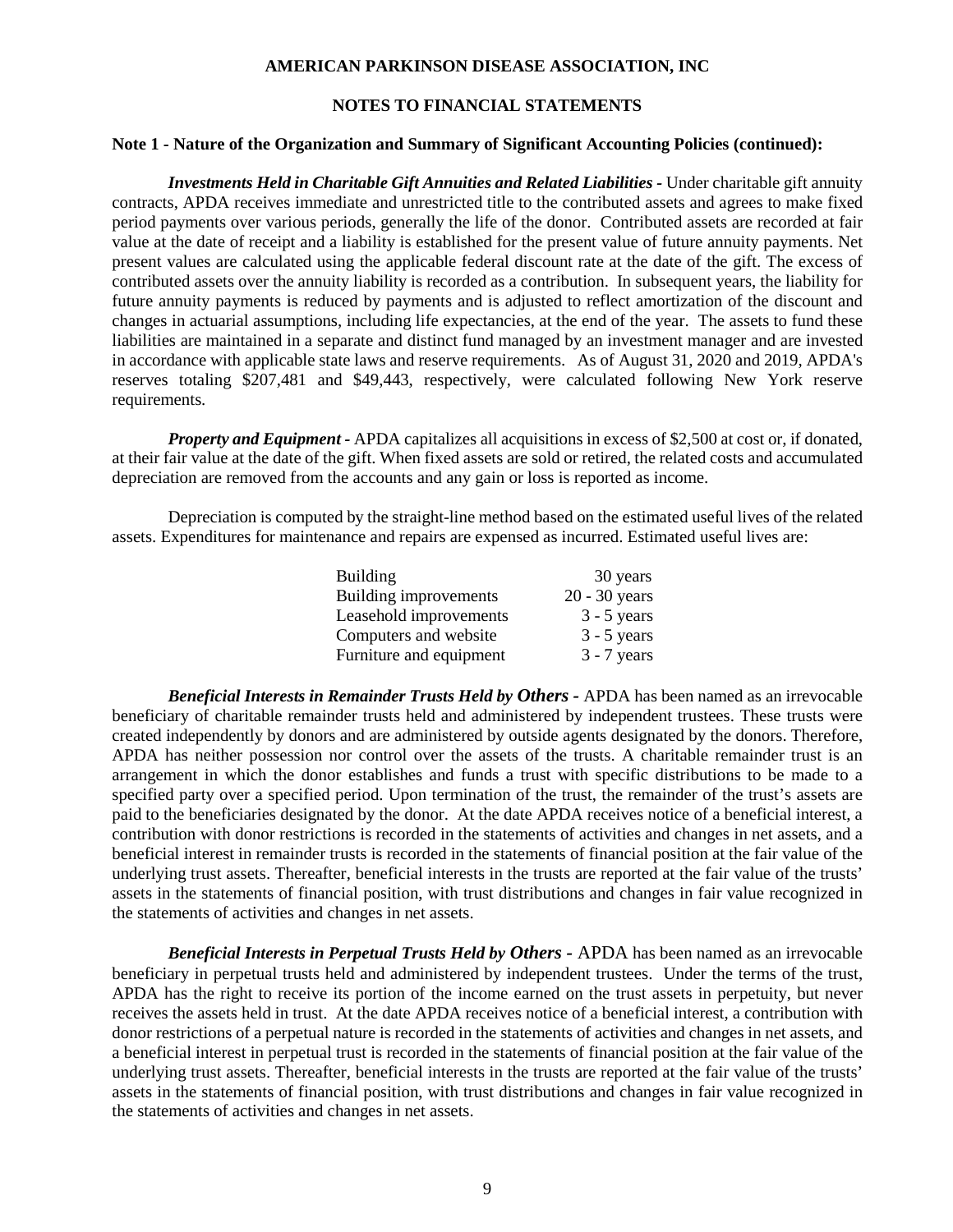**AMERICAN PARKINSON DISEASE ASSOCIATION, INC**

**NOTES TO FINANCIAL STATEMENTS**

**Note 1 - Nature of the Organization and Summary of Significant Accounting Policies (continued):**

***Investments Held in Charitable Gift Annuities and Related Liabilities -*** Under charitable gift annuity contracts, APDA receives immediate and unrestricted title to the contributed assets and agrees to make fixed period payments over various periods, generally the life of the donor. Contributed assets are recorded at fair value at the date of receipt and a liability is established for the present value of future annuity payments. Net present values are calculated using the applicable federal discount rate at the date of the gift. The excess of contributed assets over the annuity liability is recorded as a contribution. In subsequent years, the liability for future annuity payments is reduced by payments and is adjusted to reflect amortization of the discount and changes in actuarial assumptions, including life expectancies, at the end of the year. The assets to fund these liabilities are maintained in a separate and distinct fund managed by an investment manager and are invested in accordance with applicable state laws and reserve requirements. As of August 31, 2020 and 2019, APDA's reserves totaling $207,481 and $49,443, respectively, were calculated following New York reserve requirements.

***Property and Equipment -*** APDA capitalizes all acquisitions in excess of $2,500 at cost or, if donated, at their fair value at the date of the gift. When fixed assets are sold or retired, the related costs and accumulated depreciation are removed from the accounts and any gain or loss is reported as income.

Depreciation is computed by the straight-line method based on the estimated useful lives of the related assets. Expenditures for maintenance and repairs are expensed as incurred. Estimated useful lives are:

| | |
|---|---|
| Building | 30 years |
| Building improvements | 20 - 30 years |
| Leasehold improvements | 3 - 5 years |
| Computers and website | 3 - 5 years |
| Furniture and equipment | 3 - 7 years |

***Beneficial Interests in Remainder Trusts Held by Others -*** APDA has been named as an irrevocable beneficiary of charitable remainder trusts held and administered by independent trustees. These trusts were created independently by donors and are administered by outside agents designated by the donors. Therefore, APDA has neither possession nor control over the assets of the trusts. A charitable remainder trust is an arrangement in which the donor establishes and funds a trust with specific distributions to be made to a specified party over a specified period. Upon termination of the trust, the remainder of the trust's assets are paid to the beneficiaries designated by the donor. At the date APDA receives notice of a beneficial interest, a contribution with donor restrictions is recorded in the statements of activities and changes in net assets, and a beneficial interest in remainder trusts is recorded in the statements of financial position at the fair value of the underlying trust assets. Thereafter, beneficial interests in the trusts are reported at the fair value of the trusts' assets in the statements of financial position, with trust distributions and changes in fair value recognized in the statements of activities and changes in net assets.

***Beneficial Interests in Perpetual Trusts Held by Others -*** APDA has been named as an irrevocable beneficiary in perpetual trusts held and administered by independent trustees. Under the terms of the trust, APDA has the right to receive its portion of the income earned on the trust assets in perpetuity, but never receives the assets held in trust. At the date APDA receives notice of a beneficial interest, a contribution with donor restrictions of a perpetual nature is recorded in the statements of activities and changes in net assets, and a beneficial interest in perpetual trust is recorded in the statements of financial position at the fair value of the underlying trust assets. Thereafter, beneficial interests in the trusts are reported at the fair value of the trusts' assets in the statements of financial position, with trust distributions and changes in fair value recognized in the statements of activities and changes in net assets.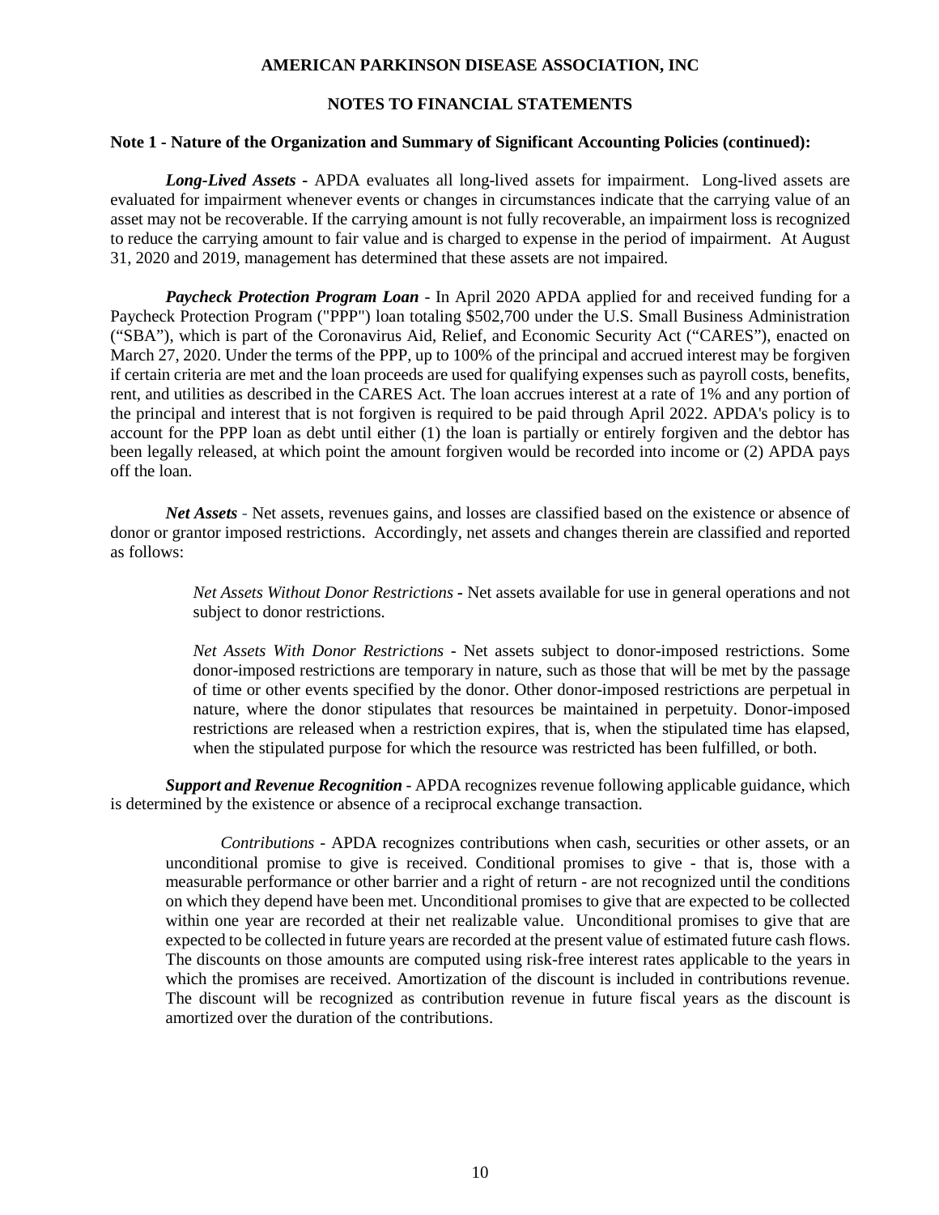**AMERICAN PARKINSON DISEASE ASSOCIATION, INC**

**NOTES TO FINANCIAL STATEMENTS**

**Note 1 - Nature of the Organization and Summary of Significant Accounting Policies (continued):**

***Long-Lived Assets*** - APDA evaluates all long-lived assets for impairment. Long-lived assets are evaluated for impairment whenever events or changes in circumstances indicate that the carrying value of an asset may not be recoverable. If the carrying amount is not fully recoverable, an impairment loss is recognized to reduce the carrying amount to fair value and is charged to expense in the period of impairment. At August 31, 2020 and 2019, management has determined that these assets are not impaired.

***Paycheck Protection Program Loan*** - In April 2020 APDA applied for and received funding for a Paycheck Protection Program ("PPP") loan totaling $502,700 under the U.S. Small Business Administration ("SBA"), which is part of the Coronavirus Aid, Relief, and Economic Security Act ("CARES"), enacted on March 27, 2020. Under the terms of the PPP, up to 100% of the principal and accrued interest may be forgiven if certain criteria are met and the loan proceeds are used for qualifying expenses such as payroll costs, benefits, rent, and utilities as described in the CARES Act. The loan accrues interest at a rate of 1% and any portion of the principal and interest that is not forgiven is required to be paid through April 2022. APDA's policy is to account for the PPP loan as debt until either (1) the loan is partially or entirely forgiven and the debtor has been legally released, at which point the amount forgiven would be recorded into income or (2) APDA pays off the loan.

***Net Assets*** - Net assets, revenues gains, and losses are classified based on the existence or absence of donor or grantor imposed restrictions. Accordingly, net assets and changes therein are classified and reported as follows:

> *Net Assets Without Donor Restrictions* - Net assets available for use in general operations and not subject to donor restrictions.
>
> *Net Assets With Donor Restrictions* - Net assets subject to donor-imposed restrictions. Some donor-imposed restrictions are temporary in nature, such as those that will be met by the passage of time or other events specified by the donor. Other donor-imposed restrictions are perpetual in nature, where the donor stipulates that resources be maintained in perpetuity. Donor-imposed restrictions are released when a restriction expires, that is, when the stipulated time has elapsed, when the stipulated purpose for which the resource was restricted has been fulfilled, or both.

***Support and Revenue Recognition*** - APDA recognizes revenue following applicable guidance, which is determined by the existence or absence of a reciprocal exchange transaction.

> *Contributions* - APDA recognizes contributions when cash, securities or other assets, or an unconditional promise to give is received. Conditional promises to give - that is, those with a measurable performance or other barrier and a right of return - are not recognized until the conditions on which they depend have been met. Unconditional promises to give that are expected to be collected within one year are recorded at their net realizable value. Unconditional promises to give that are expected to be collected in future years are recorded at the present value of estimated future cash flows. The discounts on those amounts are computed using risk-free interest rates applicable to the years in which the promises are received. Amortization of the discount is included in contributions revenue. The discount will be recognized as contribution revenue in future fiscal years as the discount is amortized over the duration of the contributions.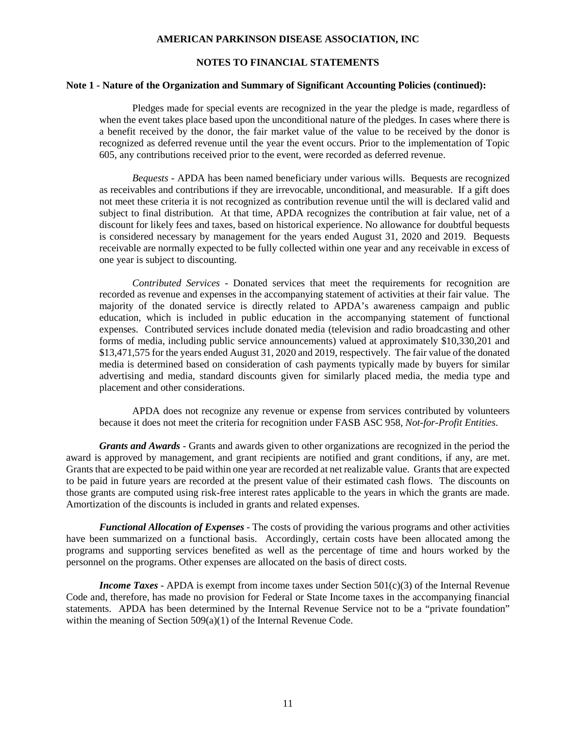**Note 1 - Nature of the Organization and Summary of Significant Accounting Policies (continued):**

Pledges made for special events are recognized in the year the pledge is made, regardless of when the event takes place based upon the unconditional nature of the pledges. In cases where there is a benefit received by the donor, the fair market value of the value to be received by the donor is recognized as deferred revenue until the year the event occurs. Prior to the implementation of Topic 605, any contributions received prior to the event, were recorded as deferred revenue.

*Bequests* - APDA has been named beneficiary under various wills. Bequests are recognized as receivables and contributions if they are irrevocable, unconditional, and measurable. If a gift does not meet these criteria it is not recognized as contribution revenue until the will is declared valid and subject to final distribution. At that time, APDA recognizes the contribution at fair value, net of a discount for likely fees and taxes, based on historical experience. No allowance for doubtful bequests is considered necessary by management for the years ended August 31, 2020 and 2019. Bequests receivable are normally expected to be fully collected within one year and any receivable in excess of one year is subject to discounting.

*Contributed Services* - Donated services that meet the requirements for recognition are recorded as revenue and expenses in the accompanying statement of activities at their fair value. The majority of the donated service is directly related to APDA's awareness campaign and public education, which is included in public education in the accompanying statement of functional expenses. Contributed services include donated media (television and radio broadcasting and other forms of media, including public service announcements) valued at approximately $10,330,201 and $13,471,575 for the years ended August 31, 2020 and 2019, respectively. The fair value of the donated media is determined based on consideration of cash payments typically made by buyers for similar advertising and media, standard discounts given for similarly placed media, the media type and placement and other considerations.

APDA does not recognize any revenue or expense from services contributed by volunteers because it does not meet the criteria for recognition under FASB ASC 958, *Not-for-Profit Entities*.

***Grants and Awards*** - Grants and awards given to other organizations are recognized in the period the award is approved by management, and grant recipients are notified and grant conditions, if any, are met. Grants that are expected to be paid within one year are recorded at net realizable value. Grants that are expected to be paid in future years are recorded at the present value of their estimated cash flows. The discounts on those grants are computed using risk-free interest rates applicable to the years in which the grants are made. Amortization of the discounts is included in grants and related expenses.

***Functional Allocation of Expenses*** - The costs of providing the various programs and other activities have been summarized on a functional basis. Accordingly, certain costs have been allocated among the programs and supporting services benefited as well as the percentage of time and hours worked by the personnel on the programs. Other expenses are allocated on the basis of direct costs.

***Income Taxes*** - APDA is exempt from income taxes under Section 501(c)(3) of the Internal Revenue Code and, therefore, has made no provision for Federal or State Income taxes in the accompanying financial statements. APDA has been determined by the Internal Revenue Service not to be a "private foundation" within the meaning of Section 509(a)(1) of the Internal Revenue Code.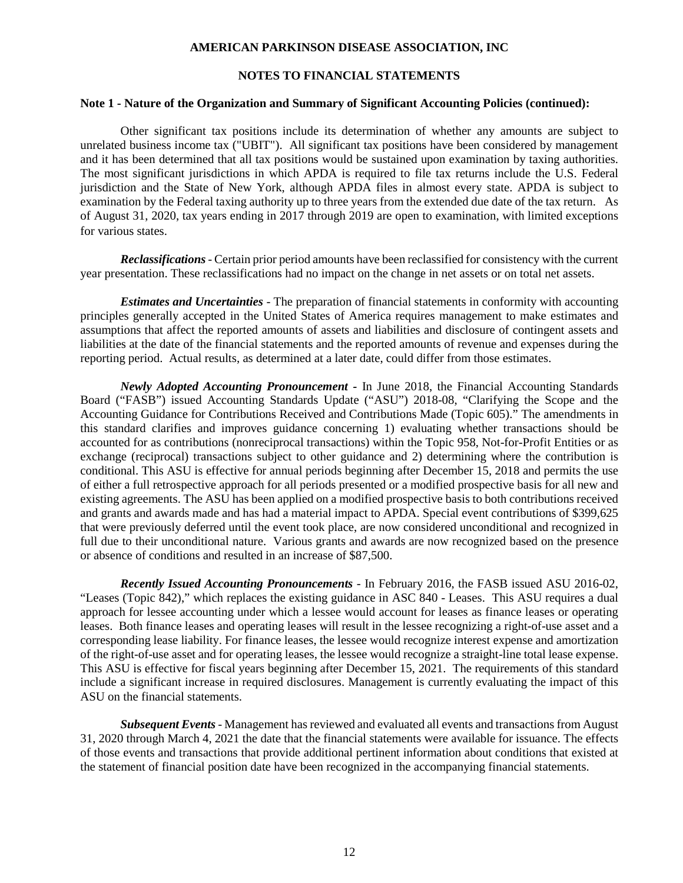**AMERICAN PARKINSON DISEASE ASSOCIATION, INC**

**NOTES TO FINANCIAL STATEMENTS**

**Note 1 - Nature of the Organization and Summary of Significant Accounting Policies (continued):**

Other significant tax positions include its determination of whether any amounts are subject to unrelated business income tax ("UBIT"). All significant tax positions have been considered by management and it has been determined that all tax positions would be sustained upon examination by taxing authorities. The most significant jurisdictions in which APDA is required to file tax returns include the U.S. Federal jurisdiction and the State of New York, although APDA files in almost every state. APDA is subject to examination by the Federal taxing authority up to three years from the extended due date of the tax return. As of August 31, 2020, tax years ending in 2017 through 2019 are open to examination, with limited exceptions for various states.

***Reclassifications*** - Certain prior period amounts have been reclassified for consistency with the current year presentation. These reclassifications had no impact on the change in net assets or on total net assets.

***Estimates and Uncertainties*** - The preparation of financial statements in conformity with accounting principles generally accepted in the United States of America requires management to make estimates and assumptions that affect the reported amounts of assets and liabilities and disclosure of contingent assets and liabilities at the date of the financial statements and the reported amounts of revenue and expenses during the reporting period. Actual results, as determined at a later date, could differ from those estimates.

***Newly Adopted Accounting Pronouncement*** - In June 2018, the Financial Accounting Standards Board ("FASB") issued Accounting Standards Update ("ASU") 2018-08, "Clarifying the Scope and the Accounting Guidance for Contributions Received and Contributions Made (Topic 605)." The amendments in this standard clarifies and improves guidance concerning 1) evaluating whether transactions should be accounted for as contributions (nonreciprocal transactions) within the Topic 958, Not-for-Profit Entities or as exchange (reciprocal) transactions subject to other guidance and 2) determining where the contribution is conditional. This ASU is effective for annual periods beginning after December 15, 2018 and permits the use of either a full retrospective approach for all periods presented or a modified prospective basis for all new and existing agreements. The ASU has been applied on a modified prospective basis to both contributions received and grants and awards made and has had a material impact to APDA. Special event contributions of $399,625 that were previously deferred until the event took place, are now considered unconditional and recognized in full due to their unconditional nature. Various grants and awards are now recognized based on the presence or absence of conditions and resulted in an increase of $87,500.

***Recently Issued Accounting Pronouncements*** - In February 2016, the FASB issued ASU 2016-02, "Leases (Topic 842)," which replaces the existing guidance in ASC 840 - Leases. This ASU requires a dual approach for lessee accounting under which a lessee would account for leases as finance leases or operating leases. Both finance leases and operating leases will result in the lessee recognizing a right-of-use asset and a corresponding lease liability. For finance leases, the lessee would recognize interest expense and amortization of the right-of-use asset and for operating leases, the lessee would recognize a straight-line total lease expense. This ASU is effective for fiscal years beginning after December 15, 2021. The requirements of this standard include a significant increase in required disclosures. Management is currently evaluating the impact of this ASU on the financial statements.

***Subsequent Events*** - Management has reviewed and evaluated all events and transactions from August 31, 2020 through March 4, 2021 the date that the financial statements were available for issuance. The effects of those events and transactions that provide additional pertinent information about conditions that existed at the statement of financial position date have been recognized in the accompanying financial statements.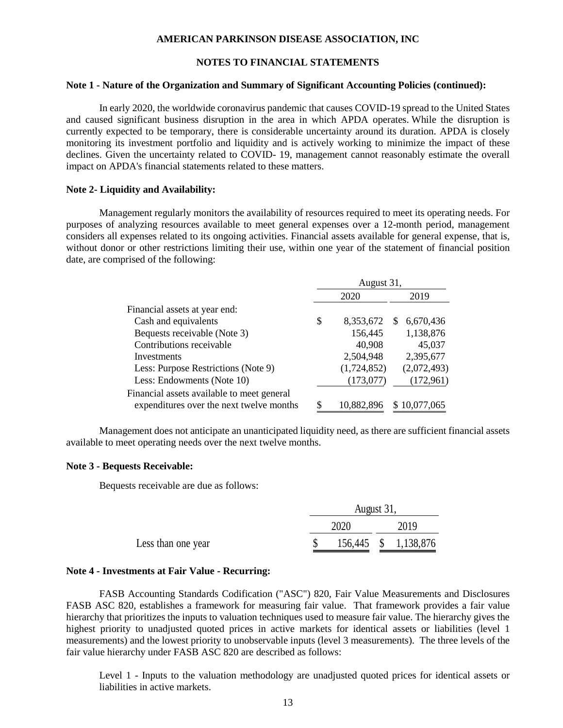**AMERICAN PARKINSON DISEASE ASSOCIATION, INC**

**NOTES TO FINANCIAL STATEMENTS**

**Note 1 - Nature of the Organization and Summary of Significant Accounting Policies (continued):**

In early 2020, the worldwide coronavirus pandemic that causes COVID-19 spread to the United States and caused significant business disruption in the area in which APDA operates. While the disruption is currently expected to be temporary, there is considerable uncertainty around its duration. APDA is closely monitoring its investment portfolio and liquidity and is actively working to minimize the impact of these declines. Given the uncertainty related to COVID- 19, management cannot reasonably estimate the overall impact on APDA's financial statements related to these matters.

**Note 2- Liquidity and Availability:**

Management regularly monitors the availability of resources required to meet its operating needs. For purposes of analyzing resources available to meet general expenses over a 12-month period, management considers all expenses related to its ongoing activities. Financial assets available for general expense, that is, without donor or other restrictions limiting their use, within one year of the statement of financial position date, are comprised of the following:

| | August 31, | |
|---|---|---|
| | 2020 | 2019 |
| Financial assets at year end: | | |
| Cash and equivalents | $ 8,353,672 | $ 6,670,436 |
| Bequests receivable (Note 3) | 156,445 | 1,138,876 |
| Contributions receivable | 40,908 | 45,037 |
| Investments | 2,504,948 | 2,395,677 |
| Less: Purpose Restrictions (Note 9) | (1,724,852) | (2,072,493) |
| Less: Endowments (Note 10) | (173,077) | (172,961) |
| Financial assets available to meet general expenditures over the next twelve months | $ 10,882,896 | $ 10,077,065 |

Management does not anticipate an unanticipated liquidity need, as there are sufficient financial assets available to meet operating needs over the next twelve months.

**Note 3 - Bequests Receivable:**

Bequests receivable are due as follows:

| | August 31, | |
|---|---|---|
| | 2020 | 2019 |
| Less than one year | $ 156,445 | $ 1,138,876 |

**Note 4 - Investments at Fair Value - Recurring:**

FASB Accounting Standards Codification ("ASC") 820, Fair Value Measurements and Disclosures FASB ASC 820, establishes a framework for measuring fair value. That framework provides a fair value hierarchy that prioritizes the inputs to valuation techniques used to measure fair value. The hierarchy gives the highest priority to unadjusted quoted prices in active markets for identical assets or liabilities (level 1 measurements) and the lowest priority to unobservable inputs (level 3 measurements). The three levels of the fair value hierarchy under FASB ASC 820 are described as follows:

Level 1 - Inputs to the valuation methodology are unadjusted quoted prices for identical assets or liabilities in active markets.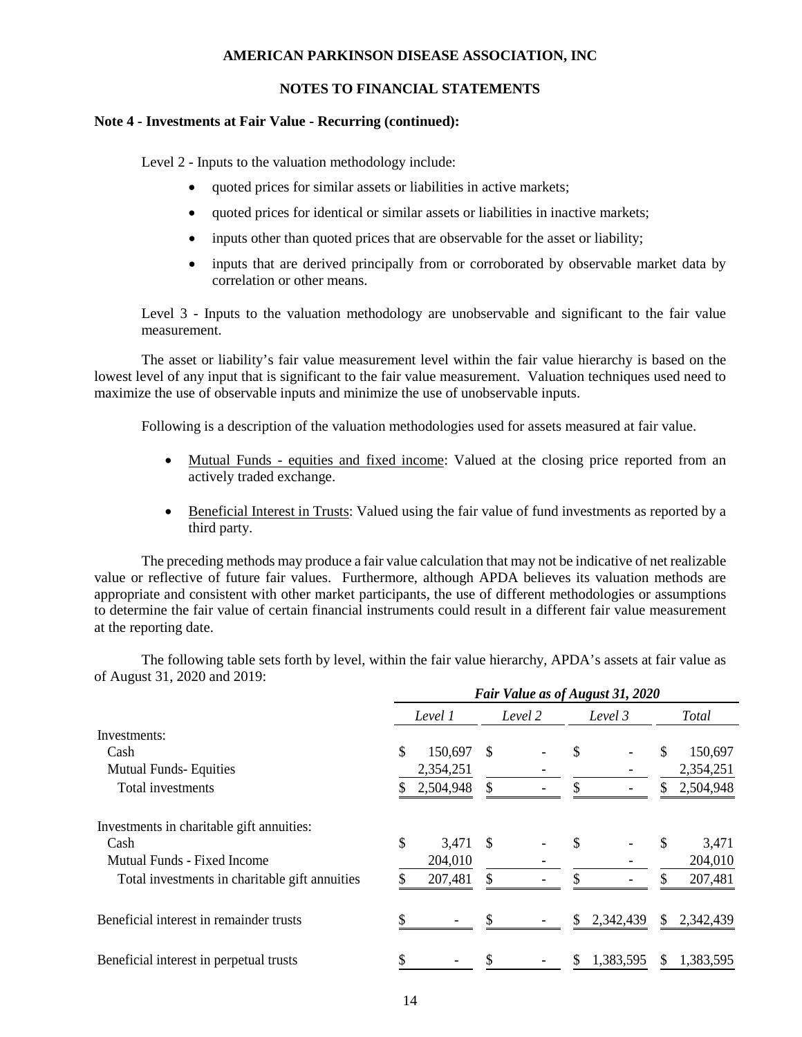**AMERICAN PARKINSON DISEASE ASSOCIATION, INC**

**NOTES TO FINANCIAL STATEMENTS**

**Note 4 - Investments at Fair Value - Recurring (continued):**

Level 2 - Inputs to the valuation methodology include:

- quoted prices for similar assets or liabilities in active markets;
- quoted prices for identical or similar assets or liabilities in inactive markets;
- inputs other than quoted prices that are observable for the asset or liability;
- inputs that are derived principally from or corroborated by observable market data by correlation or other means.

Level 3 - Inputs to the valuation methodology are unobservable and significant to the fair value measurement.

The asset or liability's fair value measurement level within the fair value hierarchy is based on the lowest level of any input that is significant to the fair value measurement. Valuation techniques used need to maximize the use of observable inputs and minimize the use of unobservable inputs.

Following is a description of the valuation methodologies used for assets measured at fair value.

- Mutual Funds - equities and fixed income: Valued at the closing price reported from an actively traded exchange.
- Beneficial Interest in Trusts: Valued using the fair value of fund investments as reported by a third party.

The preceding methods may produce a fair value calculation that may not be indicative of net realizable value or reflective of future fair values. Furthermore, although APDA believes its valuation methods are appropriate and consistent with other market participants, the use of different methodologies or assumptions to determine the fair value of certain financial instruments could result in a different fair value measurement at the reporting date.

The following table sets forth by level, within the fair value hierarchy, APDA's assets at fair value as of August 31, 2020 and 2019:

| | ***Fair Value as of August 31, 2020*** | | | |
|---|---|---|---|---|
| | *Level 1* | *Level 2* | *Level 3* | *Total* |
| Investments: | | | | |
| Cash | $ 150,697 | $ - | $ - | $ 150,697 |
| Mutual Funds- Equities | 2,354,251 | - | - | 2,354,251 |
| Total investments | $ 2,504,948 | $ - | $ - | $ 2,504,948 |
| Investments in charitable gift annuities: | | | | |
| Cash | $ 3,471 | $ - | $ - | $ 3,471 |
| Mutual Funds - Fixed Income | 204,010 | - | - | 204,010 |
| Total investments in charitable gift annuities | $ 207,481 | $ - | $ - | $ 207,481 |
| Beneficial interest in remainder trusts | $ - | $ - | $ 2,342,439 | $ 2,342,439 |
| Beneficial interest in perpetual trusts | $ - | $ - | $ 1,383,595 | $ 1,383,595 |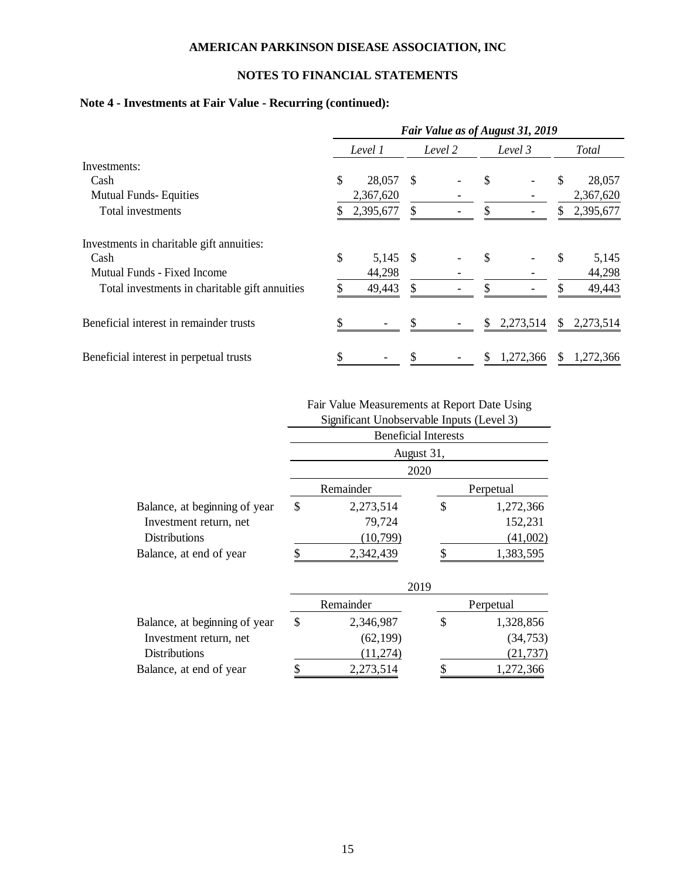**AMERICAN PARKINSON DISEASE ASSOCIATION, INC**

**NOTES TO FINANCIAL STATEMENTS**

**Note 4 - Investments at Fair Value - Recurring (continued):**

| | *Fair Value as of August 31, 2019* | | | |
|---|---|---|---|---|
| | *Level 1* | *Level 2* | *Level 3* | *Total* |
| Investments: | | | | |
| Cash | $ 28,057 | $ - | $ - | $ 28,057 |
| Mutual Funds- Equities | 2,367,620 | - | - | 2,367,620 |
| Total investments | $ 2,395,677 | $ - | $ - | $ 2,395,677 |
| | | | | |
| Investments in charitable gift annuities: | | | | |
| Cash | $ 5,145 | $ - | $ - | $ 5,145 |
| Mutual Funds - Fixed Income | 44,298 | - | - | 44,298 |
| Total investments in charitable gift annuities | $ 49,443 | $ - | $ - | $ 49,443 |
| | | | | |
| Beneficial interest in remainder trusts | $ - | $ - | $ 2,273,514 | $ 2,273,514 |
| | | | | |
| Beneficial interest in perpetual trusts | $ - | $ - | $ 1,272,366 | $ 1,272,366 |

| | Fair Value Measurements at Report Date Using Significant Unobservable Inputs (Level 3) | |
|---|---|---|
| | Beneficial Interests | |
| | August 31, | |
| | 2020 | |
| | Remainder | Perpetual |
| Balance, at beginning of year | $ 2,273,514 | $ 1,272,366 |
| Investment return, net | 79,724 | 152,231 |
| Distributions | (10,799) | (41,002) |
| Balance, at end of year | $ 2,342,439 | $ 1,383,595 |
| | 2019 | |
| | Remainder | Perpetual |
| Balance, at beginning of year | $ 2,346,987 | $ 1,328,856 |
| Investment return, net | (62,199) | (34,753) |
| Distributions | (11,274) | (21,737) |
| Balance, at end of year | $ 2,273,514 | $ 1,272,366 |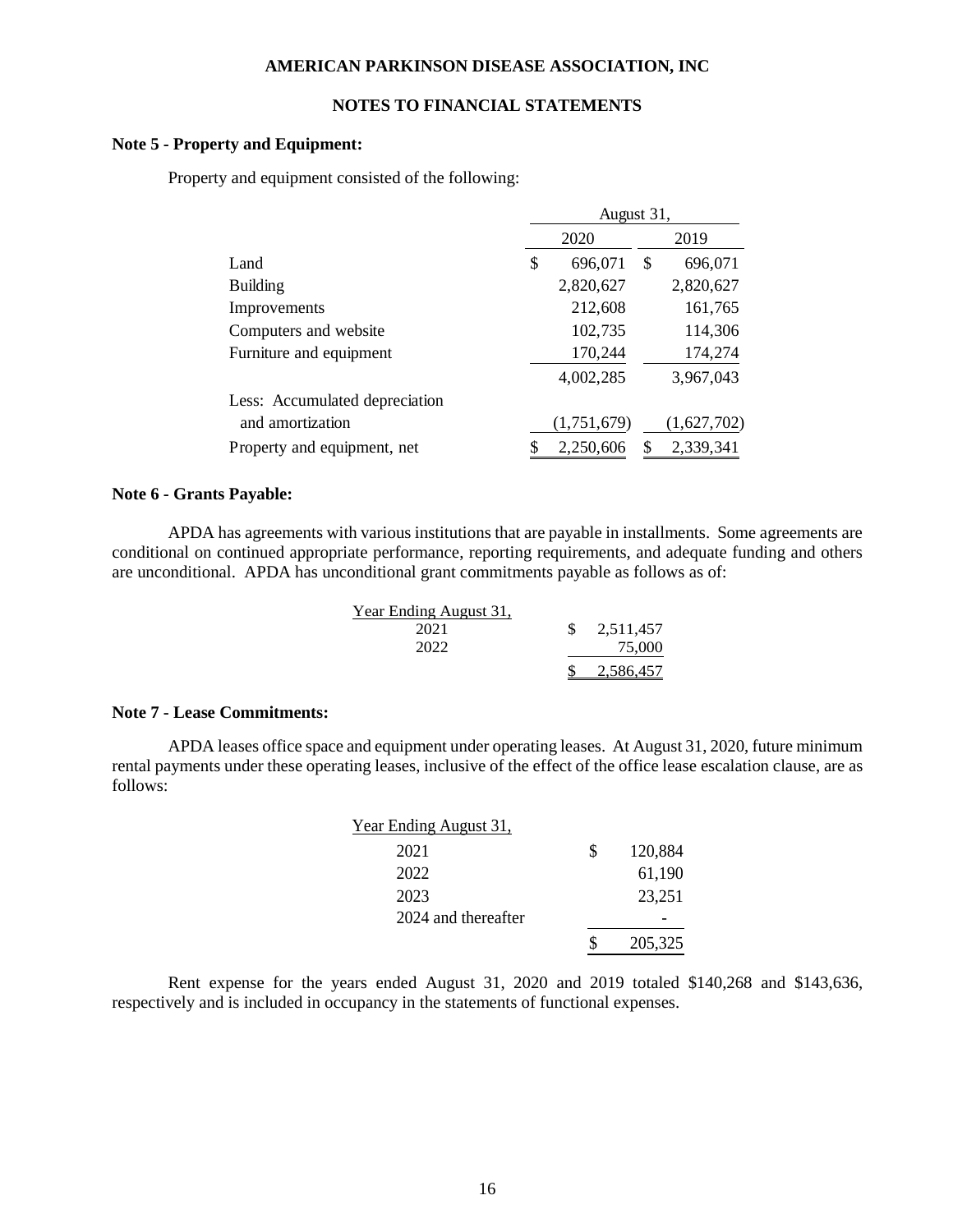**AMERICAN PARKINSON DISEASE ASSOCIATION, INC**

**NOTES TO FINANCIAL STATEMENTS**

**Note 5 - Property and Equipment:**

Property and equipment consisted of the following:

| | August 31, | |
|---|---|---|
| | 2020 | 2019 |
| Land | $ 696,071 | $ 696,071 |
| Building | 2,820,627 | 2,820,627 |
| Improvements | 212,608 | 161,765 |
| Computers and website | 102,735 | 114,306 |
| Furniture and equipment | 170,244 | 174,274 |
| | 4,002,285 | 3,967,043 |
| Less: Accumulated depreciation and amortization | (1,751,679) | (1,627,702) |
| Property and equipment, net | $ 2,250,606 | $ 2,339,341 |

**Note 6 - Grants Payable:**

APDA has agreements with various institutions that are payable in installments. Some agreements are conditional on continued appropriate performance, reporting requirements, and adequate funding and others are unconditional. APDA has unconditional grant commitments payable as follows as of:

| Year Ending August 31, | |
|---|---|
| 2021 | $ 2,511,457 |
| 2022 | 75,000 |
| | $ 2,586,457 |

**Note 7 - Lease Commitments:**

APDA leases office space and equipment under operating leases. At August 31, 2020, future minimum rental payments under these operating leases, inclusive of the effect of the office lease escalation clause, are as follows:

| Year Ending August 31, | |
|---|---|
| 2021 | $ 120,884 |
| 2022 | 61,190 |
| 2023 | 23,251 |
| 2024 and thereafter | - |
| | $ 205,325 |

Rent expense for the years ended August 31, 2020 and 2019 totaled $140,268 and $143,636, respectively and is included in occupancy in the statements of functional expenses.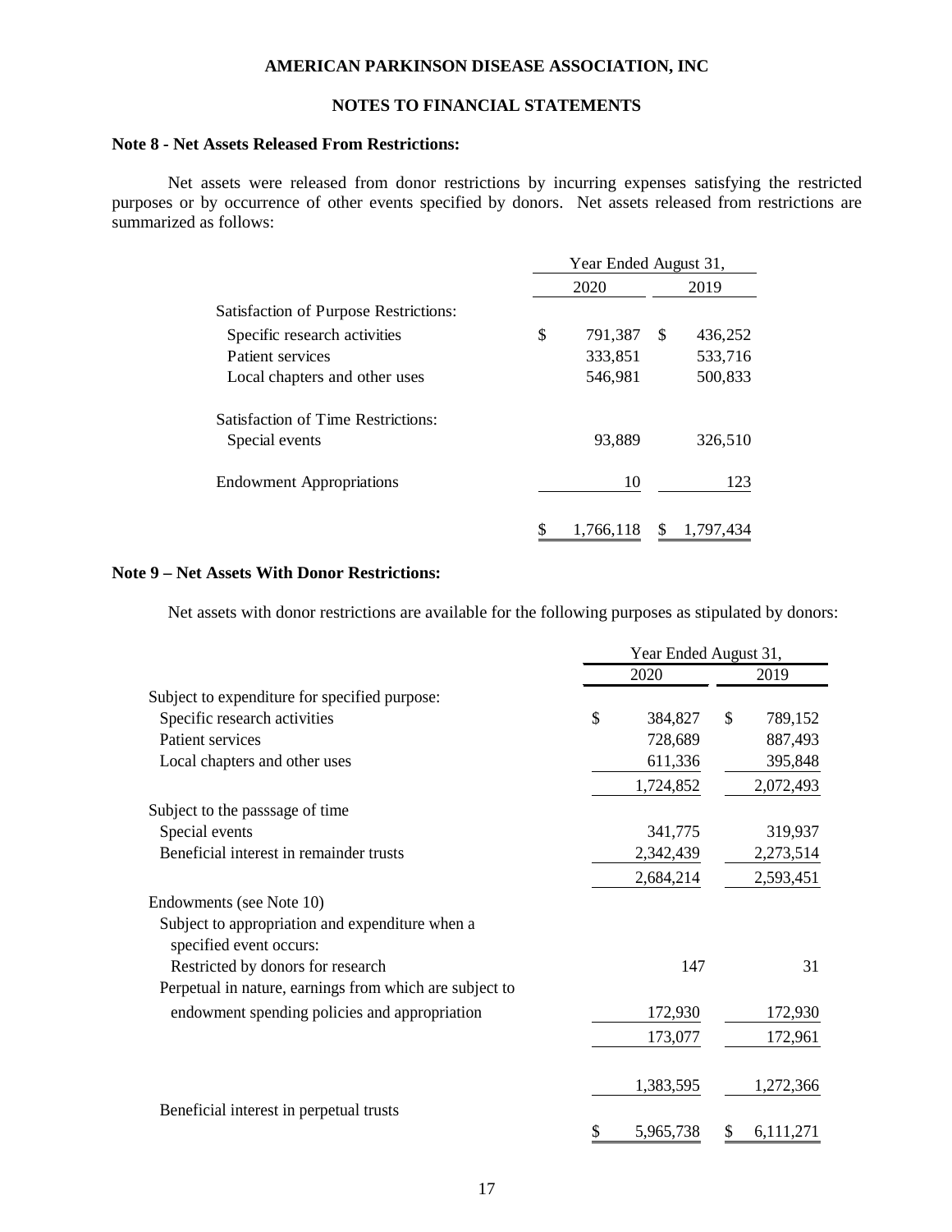AMERICAN PARKINSON DISEASE ASSOCIATION, INC

NOTES TO FINANCIAL STATEMENTS

**Note 8 - Net Assets Released From Restrictions:**

Net assets were released from donor restrictions by incurring expenses satisfying the restricted purposes or by occurrence of other events specified by donors. Net assets released from restrictions are summarized as follows:

| | Year Ended August 31, | |
|---|---|---|
| | 2020 | 2019 |
| Satisfaction of Purpose Restrictions: | | |
| Specific research activities | $ 791,387 | $ 436,252 |
| Patient services | 333,851 | 533,716 |
| Local chapters and other uses | 546,981 | 500,833 |
| Satisfaction of Time Restrictions: | | |
| Special events | 93,889 | 326,510 |
| Endowment Appropriations | 10 | 123 |
| | $ 1,766,118 | $ 1,797,434 |

**Note 9 – Net Assets With Donor Restrictions:**

Net assets with donor restrictions are available for the following purposes as stipulated by donors:

| | Year Ended August 31, | |
|---|---|---|
| | 2020 | 2019 |
| Subject to expenditure for specified purpose: | | |
| Specific research activities | $ 384,827 | $ 789,152 |
| Patient services | 728,689 | 887,493 |
| Local chapters and other uses | 611,336 | 395,848 |
| | 1,724,852 | 2,072,493 |
| Subject to the passsage of time | | |
| Special events | 341,775 | 319,937 |
| Beneficial interest in remainder trusts | 2,342,439 | 2,273,514 |
| | 2,684,214 | 2,593,451 |
| Endowments (see Note 10) | | |
| Subject to appropriation and expenditure when a specified event occurs: | | |
| Restricted by donors for research | 147 | 31 |
| Perpetual in nature, earnings from which are subject to endowment spending policies and appropriation | 172,930 | 172,930 |
| | 173,077 | 172,961 |
| Beneficial interest in perpetual trusts | 1,383,595 | 1,272,366 |
| | $ 5,965,738 | $ 6,111,271 |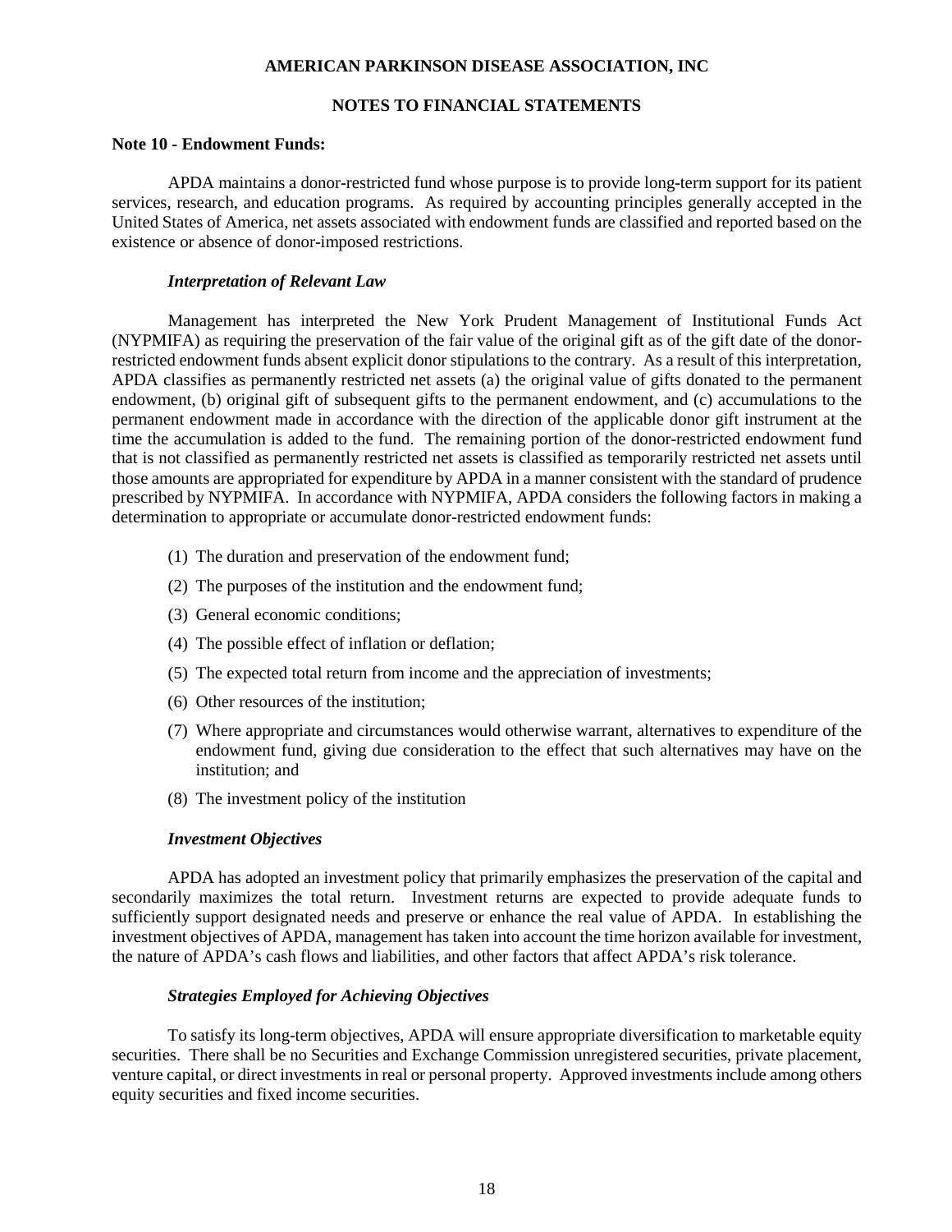# AMERICAN PARKINSON DISEASE ASSOCIATION, INC

## NOTES TO FINANCIAL STATEMENTS

### Note 10 - Endowment Funds:

APDA maintains a donor-restricted fund whose purpose is to provide long-term support for its patient services, research, and education programs. As required by accounting principles generally accepted in the United States of America, net assets associated with endowment funds are classified and reported based on the existence or absence of donor-imposed restrictions.

***Interpretation of Relevant Law***

Management has interpreted the New York Prudent Management of Institutional Funds Act (NYPMIFA) as requiring the preservation of the fair value of the original gift as of the gift date of the donor-restricted endowment funds absent explicit donor stipulations to the contrary. As a result of this interpretation, APDA classifies as permanently restricted net assets (a) the original value of gifts donated to the permanent endowment, (b) original gift of subsequent gifts to the permanent endowment, and (c) accumulations to the permanent endowment made in accordance with the direction of the applicable donor gift instrument at the time the accumulation is added to the fund. The remaining portion of the donor-restricted endowment fund that is not classified as permanently restricted net assets is classified as temporarily restricted net assets until those amounts are appropriated for expenditure by APDA in a manner consistent with the standard of prudence prescribed by NYPMIFA. In accordance with NYPMIFA, APDA considers the following factors in making a determination to appropriate or accumulate donor-restricted endowment funds:

(1) The duration and preservation of the endowment fund;

(2) The purposes of the institution and the endowment fund;

(3) General economic conditions;

(4) The possible effect of inflation or deflation;

(5) The expected total return from income and the appreciation of investments;

(6) Other resources of the institution;

(7) Where appropriate and circumstances would otherwise warrant, alternatives to expenditure of the endowment fund, giving due consideration to the effect that such alternatives may have on the institution; and

(8) The investment policy of the institution

***Investment Objectives***

APDA has adopted an investment policy that primarily emphasizes the preservation of the capital and secondarily maximizes the total return. Investment returns are expected to provide adequate funds to sufficiently support designated needs and preserve or enhance the real value of APDA. In establishing the investment objectives of APDA, management has taken into account the time horizon available for investment, the nature of APDA's cash flows and liabilities, and other factors that affect APDA's risk tolerance.

***Strategies Employed for Achieving Objectives***

To satisfy its long-term objectives, APDA will ensure appropriate diversification to marketable equity securities. There shall be no Securities and Exchange Commission unregistered securities, private placement, venture capital, or direct investments in real or personal property. Approved investments include among others equity securities and fixed income securities.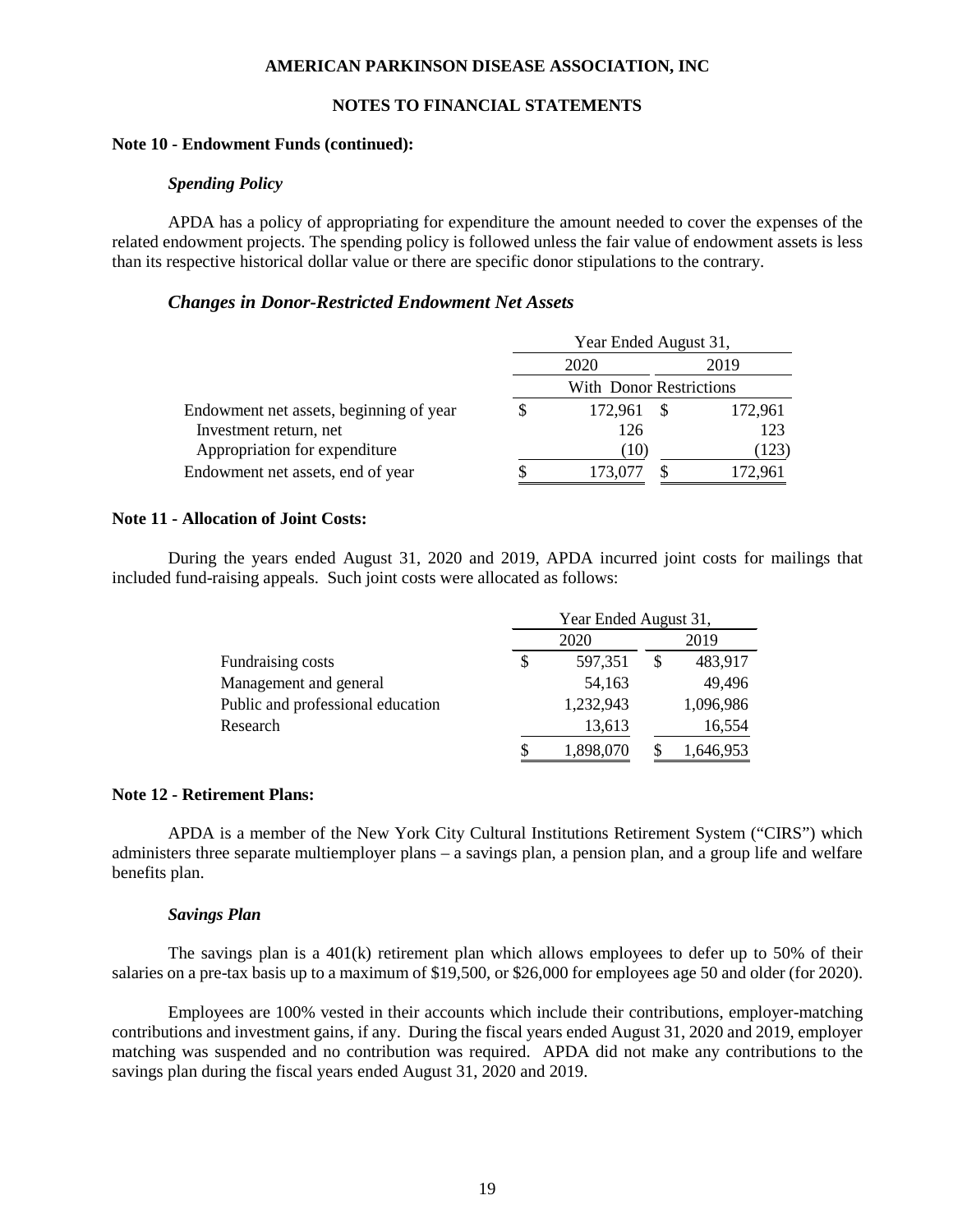**AMERICAN PARKINSON DISEASE ASSOCIATION, INC**

**NOTES TO FINANCIAL STATEMENTS**

**Note 10 - Endowment Funds (continued):**

***Spending Policy***

APDA has a policy of appropriating for expenditure the amount needed to cover the expenses of the related endowment projects. The spending policy is followed unless the fair value of endowment assets is less than its respective historical dollar value or there are specific donor stipulations to the contrary.

***Changes in Donor-Restricted Endowment Net Assets***

| | Year Ended August 31, | |
|---|---|---|
| | 2020 | 2019 |
| | With Donor Restrictions | |
| Endowment net assets, beginning of year | $ 172,961 | $ 172,961 |
| Investment return, net | 126 | 123 |
| Appropriation for expenditure | (10) | (123) |
| Endowment net assets, end of year | $ 173,077 | $ 172,961 |

**Note 11 - Allocation of Joint Costs:**

During the years ended August 31, 2020 and 2019, APDA incurred joint costs for mailings that included fund-raising appeals. Such joint costs were allocated as follows:

| | Year Ended August 31, | |
|---|---|---|
| | 2020 | 2019 |
| Fundraising costs | $ 597,351 | $ 483,917 |
| Management and general | 54,163 | 49,496 |
| Public and professional education | 1,232,943 | 1,096,986 |
| Research | 13,613 | 16,554 |
| | $ 1,898,070 | $ 1,646,953 |

**Note 12 - Retirement Plans:**

APDA is a member of the New York City Cultural Institutions Retirement System ("CIRS") which administers three separate multiemployer plans – a savings plan, a pension plan, and a group life and welfare benefits plan.

***Savings Plan***

The savings plan is a 401(k) retirement plan which allows employees to defer up to 50% of their salaries on a pre-tax basis up to a maximum of $19,500, or $26,000 for employees age 50 and older (for 2020).

Employees are 100% vested in their accounts which include their contributions, employer-matching contributions and investment gains, if any. During the fiscal years ended August 31, 2020 and 2019, employer matching was suspended and no contribution was required. APDA did not make any contributions to the savings plan during the fiscal years ended August 31, 2020 and 2019.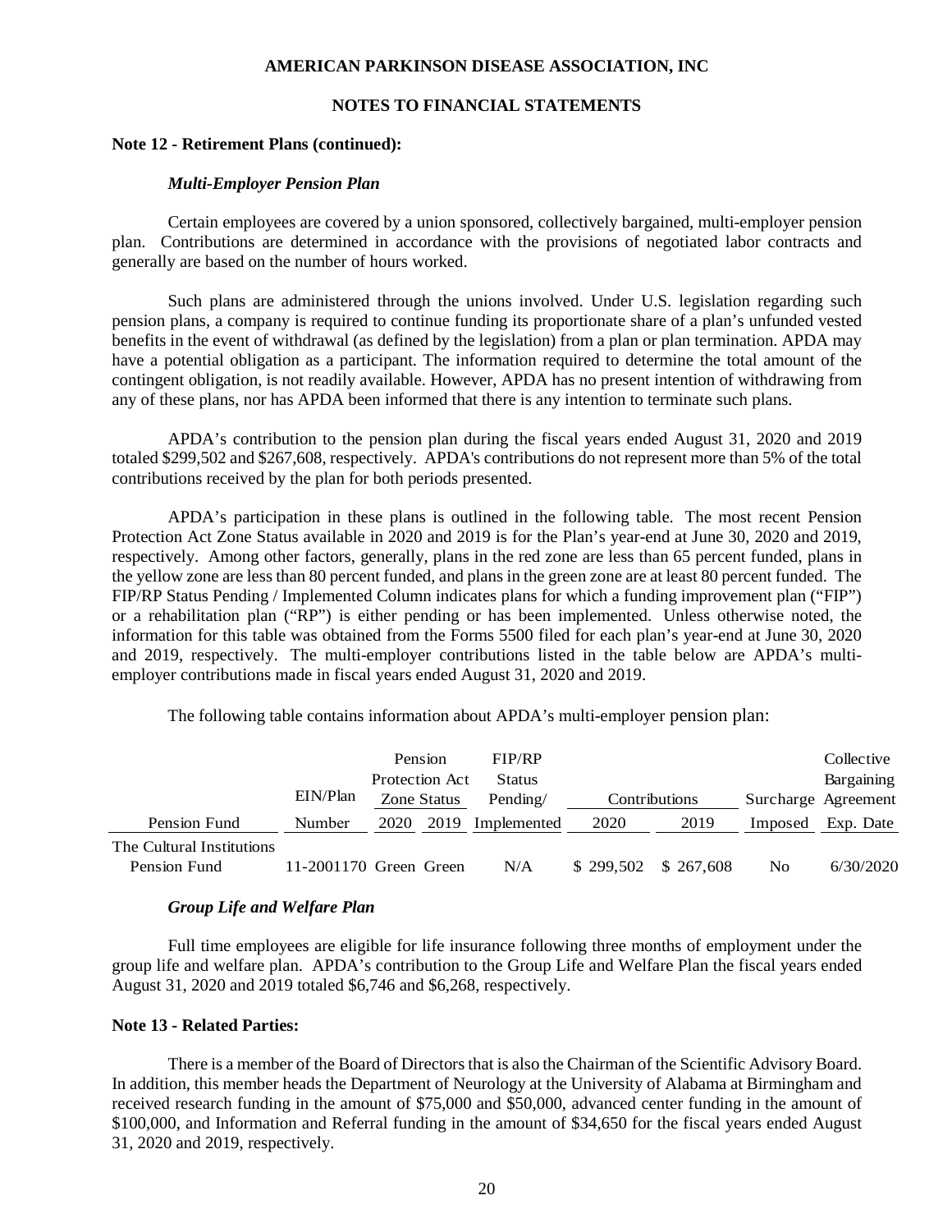AMERICAN PARKINSON DISEASE ASSOCIATION, INC

NOTES TO FINANCIAL STATEMENTS

**Note 12 - Retirement Plans (continued):**

***Multi-Employer Pension Plan***

Certain employees are covered by a union sponsored, collectively bargained, multi-employer pension plan. Contributions are determined in accordance with the provisions of negotiated labor contracts and generally are based on the number of hours worked.

Such plans are administered through the unions involved. Under U.S. legislation regarding such pension plans, a company is required to continue funding its proportionate share of a plan's unfunded vested benefits in the event of withdrawal (as defined by the legislation) from a plan or plan termination. APDA may have a potential obligation as a participant. The information required to determine the total amount of the contingent obligation, is not readily available. However, APDA has no present intention of withdrawing from any of these plans, nor has APDA been informed that there is any intention to terminate such plans.

APDA's contribution to the pension plan during the fiscal years ended August 31, 2020 and 2019 totaled \$299,502 and \$267,608, respectively. APDA's contributions do not represent more than 5% of the total contributions received by the plan for both periods presented.

APDA's participation in these plans is outlined in the following table. The most recent Pension Protection Act Zone Status available in 2020 and 2019 is for the Plan's year-end at June 30, 2020 and 2019, respectively. Among other factors, generally, plans in the red zone are less than 65 percent funded, plans in the yellow zone are less than 80 percent funded, and plans in the green zone are at least 80 percent funded. The FIP/RP Status Pending / Implemented Column indicates plans for which a funding improvement plan ("FIP") or a rehabilitation plan ("RP") is either pending or has been implemented. Unless otherwise noted, the information for this table was obtained from the Forms 5500 filed for each plan's year-end at June 30, 2020 and 2019, respectively. The multi-employer contributions listed in the table below are APDA's multi-employer contributions made in fiscal years ended August 31, 2020 and 2019.

The following table contains information about APDA's multi-employer pension plan:

| Pension Fund | EIN/Plan Number | Pension Protection Act Zone Status | | FIP/RP Status Pending/ Implemented | Contributions | | Surcharge Imposed | Collective Bargaining Agreement Exp. Date |
|---|---|---|---|---|---|---|---|---|
| | | 2020 | 2019 | | 2020 | 2019 | | |
| The Cultural Institutions Pension Fund | 11-2001170 | Green | Green | N/A | $ 299,502 | $ 267,608 | No | 6/30/2020 |

***Group Life and Welfare Plan***

Full time employees are eligible for life insurance following three months of employment under the group life and welfare plan. APDA's contribution to the Group Life and Welfare Plan the fiscal years ended August 31, 2020 and 2019 totaled \$6,746 and \$6,268, respectively.

**Note 13 - Related Parties:**

There is a member of the Board of Directors that is also the Chairman of the Scientific Advisory Board. In addition, this member heads the Department of Neurology at the University of Alabama at Birmingham and received research funding in the amount of \$75,000 and \$50,000, advanced center funding in the amount of \$100,000, and Information and Referral funding in the amount of \$34,650 for the fiscal years ended August 31, 2020 and 2019, respectively.